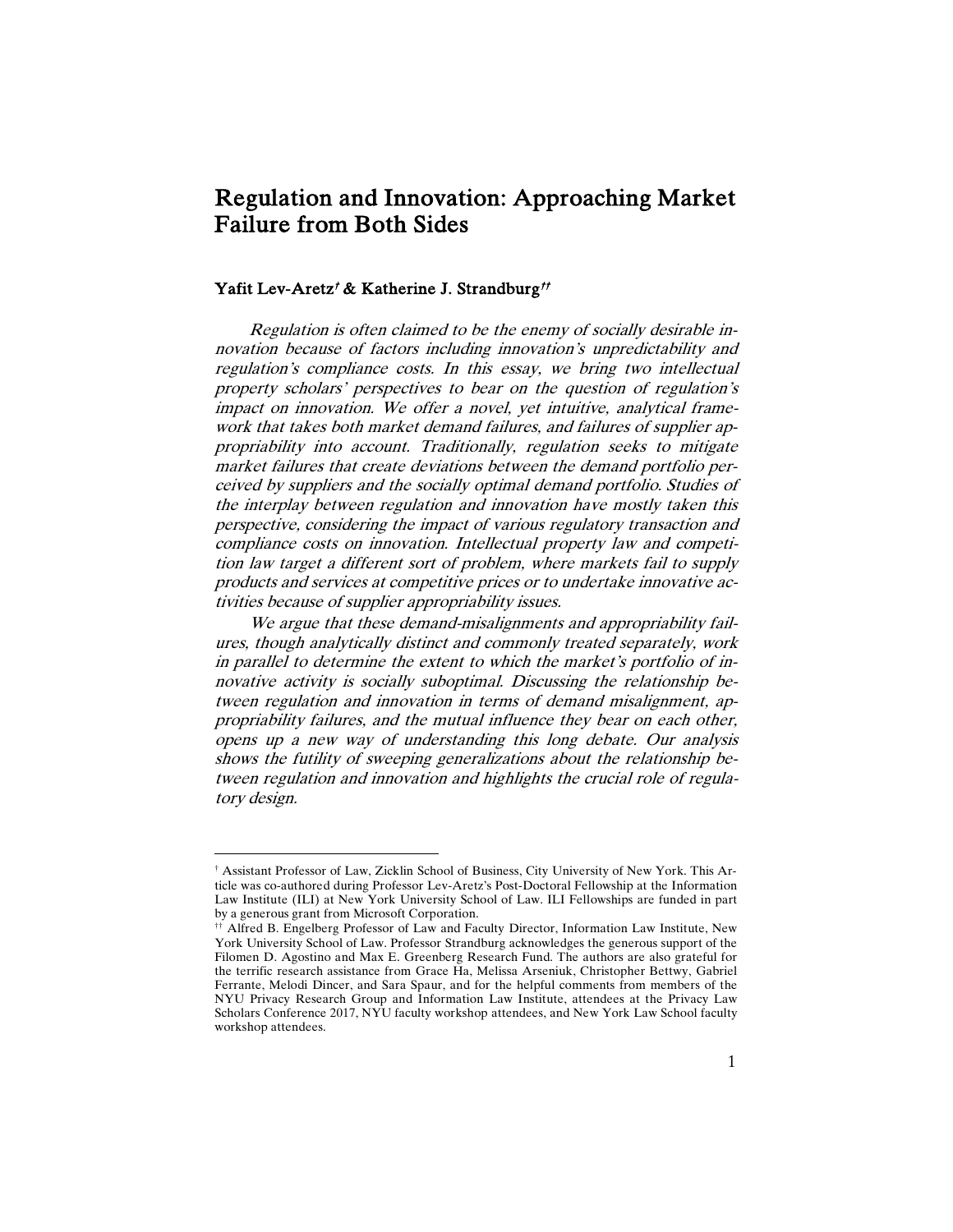# Regulation and Innovation: Approaching Market Failure from Both Sides

**Yafit Lev-Aretz† & Katherine J. Strandburg††**

*Regulation is often claimed to be the enemy of socially desirable innovation because of factors including innovation's unpredictability and regulation's compliance costs. In this essay, we bring two intellectual property scholars' perspectives to bear on the question of regulation's impact on innovation. We offer a novel, yet intuitive, analytical framework that takes both market demand failures, and failures of supplier appropriability into account. Traditionally, regulation seeks to mitigate market failures that create deviations between the demand portfolio perceived by suppliers and the socially optimal demand portfolio. Studies of the interplay between regulation and innovation have mostly taken this perspective, considering the impact of various regulatory transaction and compliance costs on innovation. Intellectual property law and competition law target a different sort of problem, where markets fail to supply products and services at competitive prices or to undertake innovative activities because of supplier appropriability issues.*

*We argue that these demand-misalignments and appropriability failures, though analytically distinct and commonly treated separately, work in parallel to determine the extent to which the market's portfolio of innovative activity is socially suboptimal. Discussing the relationship between regulation and innovation in terms of demand misalignment, appropriability failures, and the mutual influence they bear on each other, opens up a new way of understanding this long debate. Our analysis shows the futility of sweeping generalizations about the relationship between regulation and innovation and highlights the crucial role of regulatory design.*

---

† Assistant Professor of Law, Zicklin School of Business, City University of New York. This Article was co-authored during Professor Lev-Aretz's Post-Doctoral Fellowship at the Information Law Institute (ILI) at New York University School of Law. ILI Fellowships are funded in part by a generous grant from Microsoft Corporation.

†† Alfred B. Engelberg Professor of Law and Faculty Director, Information Law Institute, New York University School of Law. Professor Strandburg acknowledges the generous support of the Filomen D. Agostino and Max E. Greenberg Research Fund. The authors are also grateful for the terrific research assistance from Grace Ha, Melissa Arseniuk, Christopher Bettwy, Gabriel Ferrante, Melodi Dincer, and Sara Spaur, and for the helpful comments from members of the NYU Privacy Research Group and Information Law Institute, attendees at the Privacy Law Scholars Conference 2017, NYU faculty workshop attendees, and New York Law School faculty workshop attendees.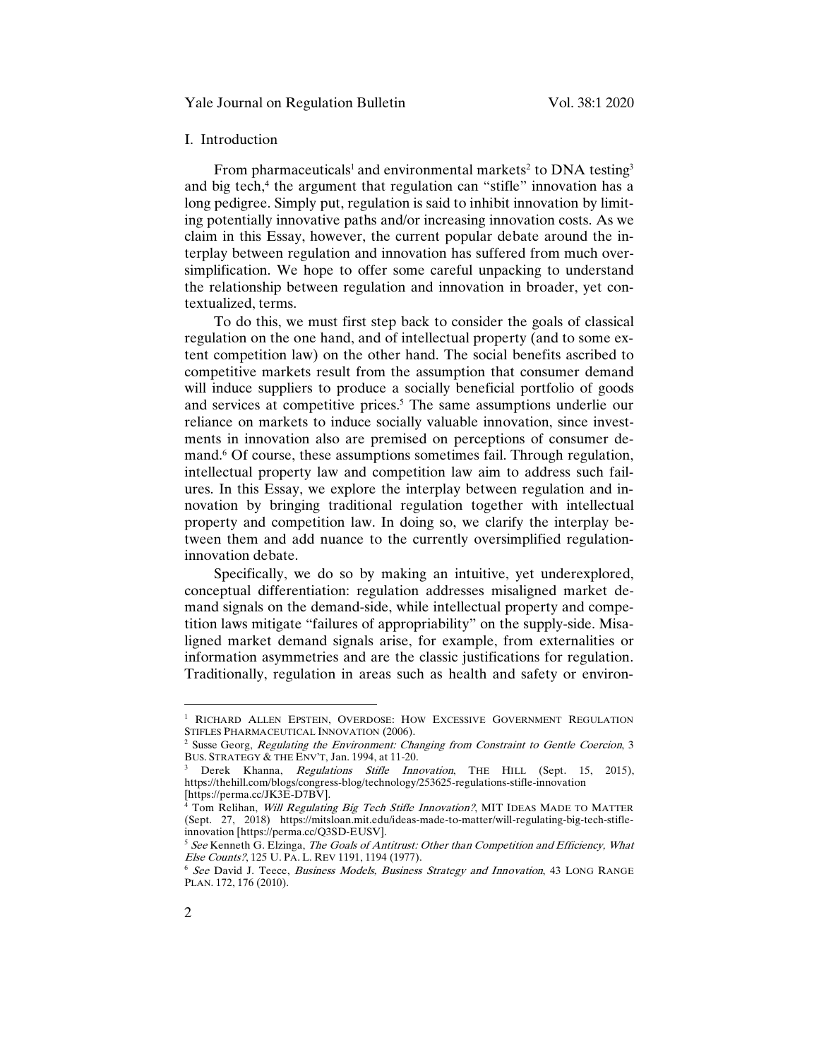## I. Introduction

From pharmaceuticals[1] and environmental markets[2] to DNA testing[3] and big tech,[4] the argument that regulation can "stifle" innovation has a long pedigree. Simply put, regulation is said to inhibit innovation by limiting potentially innovative paths and/or increasing innovation costs. As we claim in this Essay, however, the current popular debate around the interplay between regulation and innovation has suffered from much oversimplification. We hope to offer some careful unpacking to understand the relationship between regulation and innovation in broader, yet contextualized, terms.

To do this, we must first step back to consider the goals of classical regulation on the one hand, and of intellectual property (and to some extent competition law) on the other hand. The social benefits ascribed to competitive markets result from the assumption that consumer demand will induce suppliers to produce a socially beneficial portfolio of goods and services at competitive prices.[5] The same assumptions underlie our reliance on markets to induce socially valuable innovation, since investments in innovation also are premised on perceptions of consumer demand.[6] Of course, these assumptions sometimes fail. Through regulation, intellectual property law and competition law aim to address such failures. In this Essay, we explore the interplay between regulation and innovation by bringing traditional regulation together with intellectual property and competition law. In doing so, we clarify the interplay between them and add nuance to the currently oversimplified regulation-innovation debate.

Specifically, we do so by making an intuitive, yet underexplored, conceptual differentiation: regulation addresses misaligned market demand signals on the demand-side, while intellectual property and competition laws mitigate "failures of appropriability" on the supply-side. Misaligned market demand signals arise, for example, from externalities or information asymmetries and are the classic justifications for regulation. Traditionally, regulation in areas such as health and safety or environ-

---

[1] RICHARD ALLEN EPSTEIN, OVERDOSE: HOW EXCESSIVE GOVERNMENT REGULATION STIFLES PHARMACEUTICAL INNOVATION (2006).

[2] Susse Georg, *Regulating the Environment: Changing from Constraint to Gentle Coercion*, 3 BUS. STRATEGY & THE ENV'T, Jan. 1994, at 11-20.

[3] Derek Khanna, *Regulations Stifle Innovation*, THE HILL (Sept. 15, 2015), https://thehill.com/blogs/congress-blog/technology/253625-regulations-stifle-innovation [https://perma.cc/JK3E-D7BV].

[4] Tom Relihan, *Will Regulating Big Tech Stifle Innovation?*, MIT IDEAS MADE TO MATTER (Sept. 27, 2018) https://mitsloan.mit.edu/ideas-made-to-matter/will-regulating-big-tech-stifle-innovation [https://perma.cc/Q3SD-EUSV].

[5] *See* Kenneth G. Elzinga, *The Goals of Antitrust: Other than Competition and Efficiency, What Else Counts?*, 125 U. PA. L. REV 1191, 1194 (1977).

[6] *See* David J. Teece, *Business Models, Business Strategy and Innovation*, 43 LONG RANGE PLAN. 172, 176 (2010).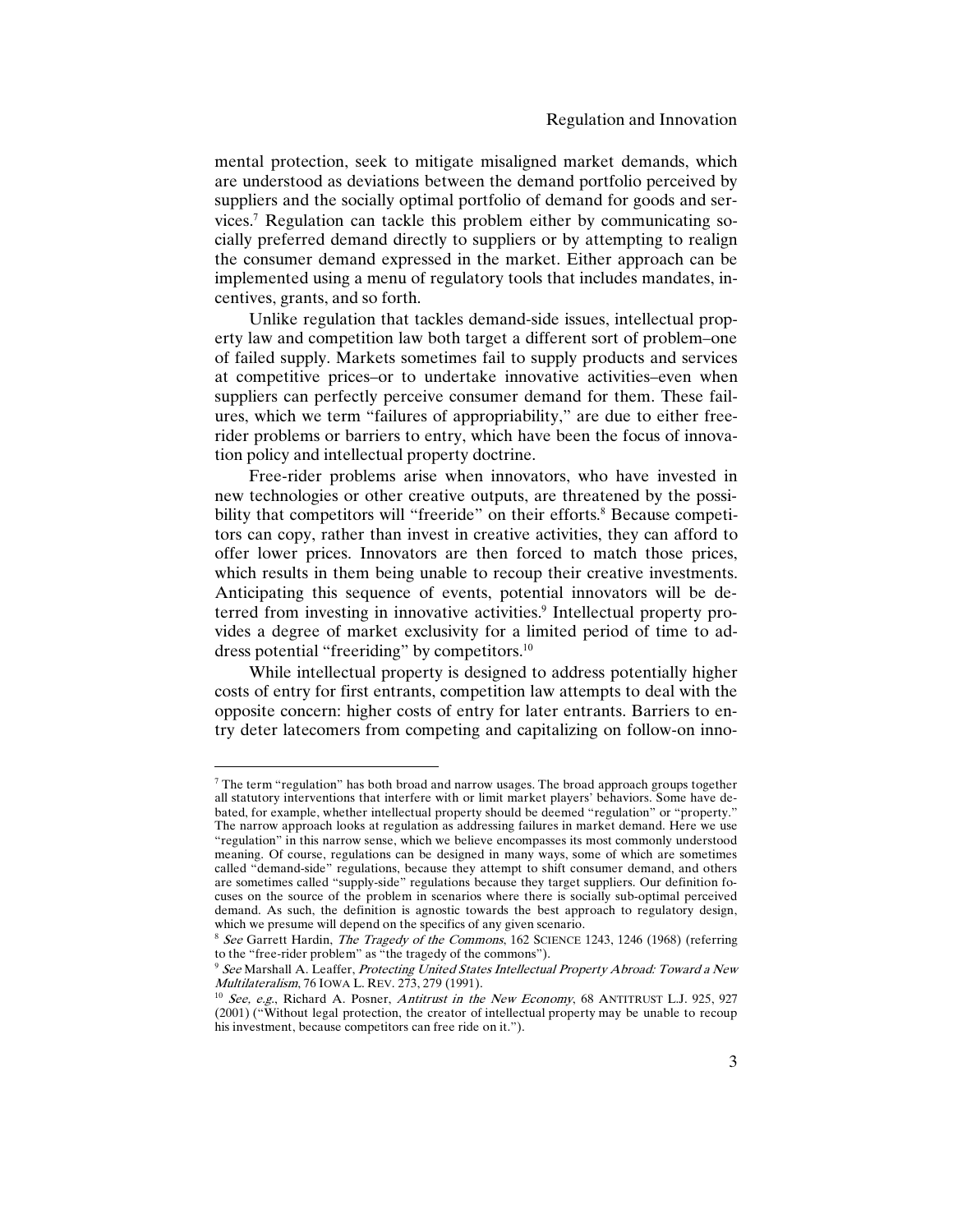mental protection, seek to mitigate misaligned market demands, which are understood as deviations between the demand portfolio perceived by suppliers and the socially optimal portfolio of demand for goods and services.[7] Regulation can tackle this problem either by communicating socially preferred demand directly to suppliers or by attempting to realign the consumer demand expressed in the market. Either approach can be implemented using a menu of regulatory tools that includes mandates, incentives, grants, and so forth.

Unlike regulation that tackles demand-side issues, intellectual property law and competition law both target a different sort of problem–one of failed supply. Markets sometimes fail to supply products and services at competitive prices–or to undertake innovative activities–even when suppliers can perfectly perceive consumer demand for them. These failures, which we term "failures of appropriability," are due to either free-rider problems or barriers to entry, which have been the focus of innovation policy and intellectual property doctrine.

Free-rider problems arise when innovators, who have invested in new technologies or other creative outputs, are threatened by the possibility that competitors will "freeride" on their efforts.[8] Because competitors can copy, rather than invest in creative activities, they can afford to offer lower prices. Innovators are then forced to match those prices, which results in them being unable to recoup their creative investments. Anticipating this sequence of events, potential innovators will be deterred from investing in innovative activities.[9] Intellectual property provides a degree of market exclusivity for a limited period of time to address potential "freeriding" by competitors.[10]

While intellectual property is designed to address potentially higher costs of entry for first entrants, competition law attempts to deal with the opposite concern: higher costs of entry for later entrants. Barriers to entry deter latecomers from competing and capitalizing on follow-on inno-

---

[7] The term "regulation" has both broad and narrow usages. The broad approach groups together all statutory interventions that interfere with or limit market players' behaviors. Some have debated, for example, whether intellectual property should be deemed "regulation" or "property." The narrow approach looks at regulation as addressing failures in market demand. Here we use "regulation" in this narrow sense, which we believe encompasses its most commonly understood meaning. Of course, regulations can be designed in many ways, some of which are sometimes called "demand-side" regulations, because they attempt to shift consumer demand, and others are sometimes called "supply-side" regulations because they target suppliers. Our definition focuses on the source of the problem in scenarios where there is socially sub-optimal perceived demand. As such, the definition is agnostic towards the best approach to regulatory design, which we presume will depend on the specifics of any given scenario.

[8] *See* Garrett Hardin, *The Tragedy of the Commons*, 162 SCIENCE 1243, 1246 (1968) (referring to the "free-rider problem" as "the tragedy of the commons").

[9] *See* Marshall A. Leaffer, *Protecting United States Intellectual Property Abroad: Toward a New Multilateralism*, 76 IOWA L. REV. 273, 279 (1991).

[10] *See, e.g.*, Richard A. Posner, *Antitrust in the New Economy*, 68 ANTITRUST L.J. 925, 927 (2001) ("Without legal protection, the creator of intellectual property may be unable to recoup his investment, because competitors can free ride on it.").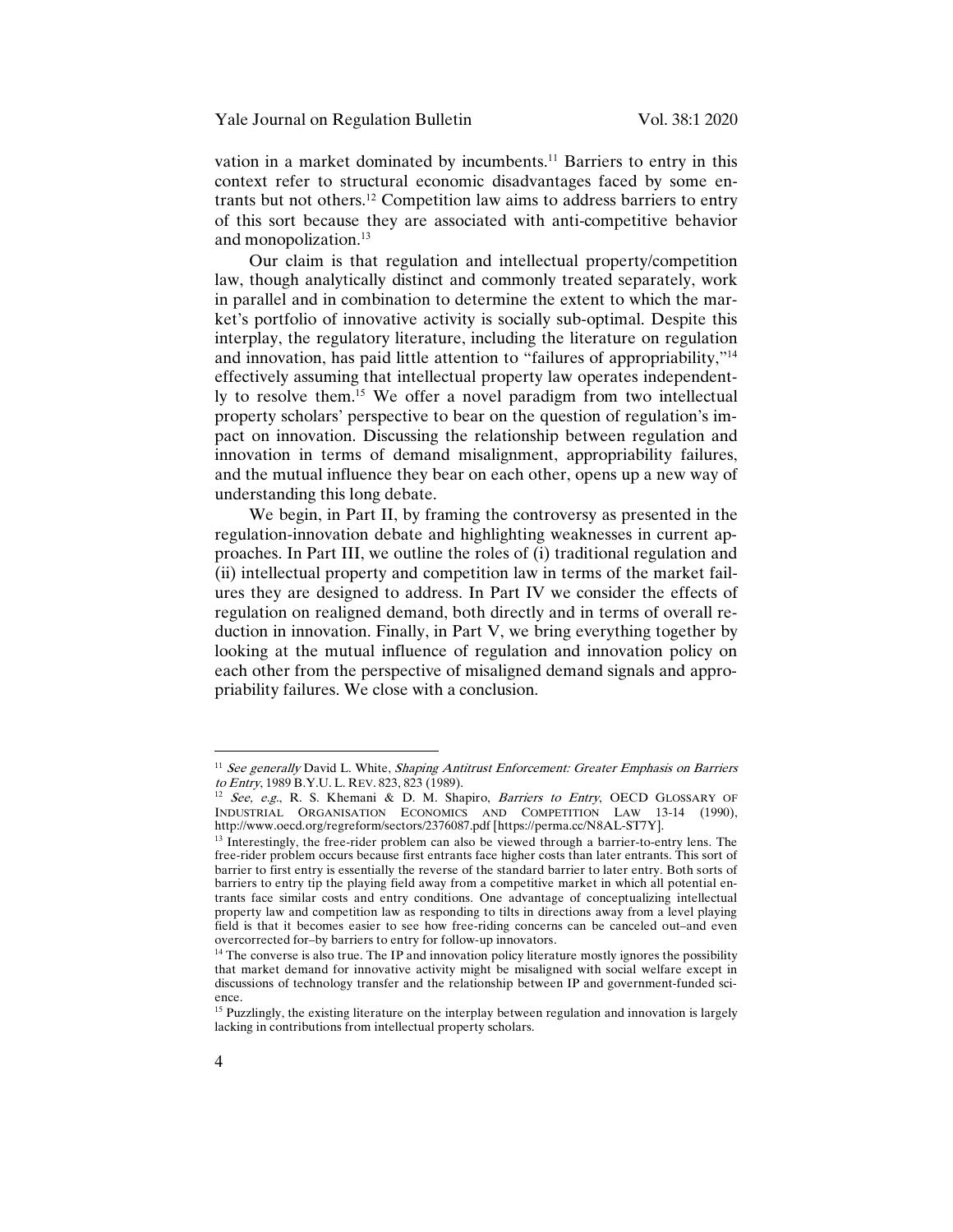vation in a market dominated by incumbents.[11] Barriers to entry in this context refer to structural economic disadvantages faced by some entrants but not others.[12] Competition law aims to address barriers to entry of this sort because they are associated with anti-competitive behavior and monopolization.[13]

Our claim is that regulation and intellectual property/competition law, though analytically distinct and commonly treated separately, work in parallel and in combination to determine the extent to which the market's portfolio of innovative activity is socially sub-optimal. Despite this interplay, the regulatory literature, including the literature on regulation and innovation, has paid little attention to "failures of appropriability,"[14] effectively assuming that intellectual property law operates independently to resolve them.[15] We offer a novel paradigm from two intellectual property scholars' perspective to bear on the question of regulation's impact on innovation. Discussing the relationship between regulation and innovation in terms of demand misalignment, appropriability failures, and the mutual influence they bear on each other, opens up a new way of understanding this long debate.

We begin, in Part II, by framing the controversy as presented in the regulation-innovation debate and highlighting weaknesses in current approaches. In Part III, we outline the roles of (i) traditional regulation and (ii) intellectual property and competition law in terms of the market failures they are designed to address. In Part IV we consider the effects of regulation on realigned demand, both directly and in terms of overall reduction in innovation. Finally, in Part V, we bring everything together by looking at the mutual influence of regulation and innovation policy on each other from the perspective of misaligned demand signals and appropriability failures. We close with a conclusion.

---

[11] *See generally* David L. White, *Shaping Antitrust Enforcement: Greater Emphasis on Barriers to Entry*, 1989 B.Y.U. L. REV. 823, 823 (1989).

[12] *See, e.g.*, R. S. Khemani & D. M. Shapiro, *Barriers to Entry*, OECD GLOSSARY OF INDUSTRIAL ORGANISATION ECONOMICS AND COMPETITION LAW 13-14 (1990), http://www.oecd.org/regreform/sectors/2376087.pdf [https://perma.cc/N8AL-ST7Y].

[13] Interestingly, the free-rider problem can also be viewed through a barrier-to-entry lens. The free-rider problem occurs because first entrants face higher costs than later entrants. This sort of barrier to first entry is essentially the reverse of the standard barrier to later entry. Both sorts of barriers to entry tip the playing field away from a competitive market in which all potential entrants face similar costs and entry conditions. One advantage of conceptualizing intellectual property law and competition law as responding to tilts in directions away from a level playing field is that it becomes easier to see how free-riding concerns can be canceled out–and even overcorrected for–by barriers to entry for follow-up innovators.

[14] The converse is also true. The IP and innovation policy literature mostly ignores the possibility that market demand for innovative activity might be misaligned with social welfare except in discussions of technology transfer and the relationship between IP and government-funded science.

[15] Puzzlingly, the existing literature on the interplay between regulation and innovation is largely lacking in contributions from intellectual property scholars.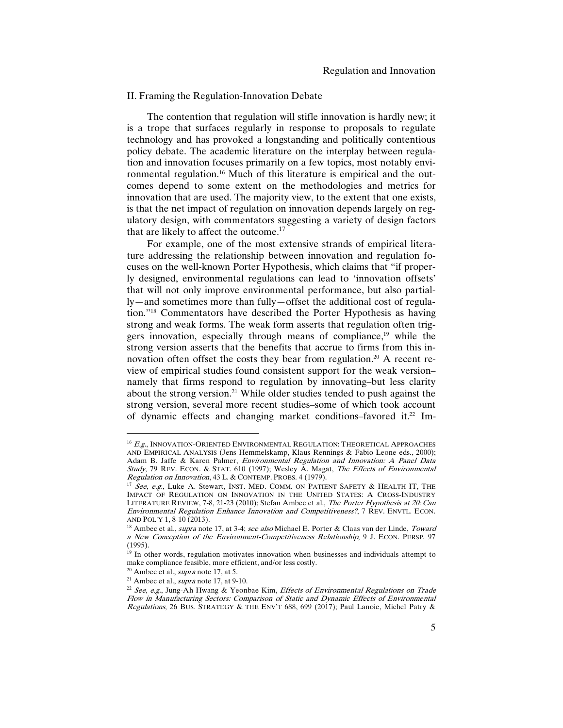## II. Framing the Regulation-Innovation Debate

The contention that regulation will stifle innovation is hardly new; it is a trope that surfaces regularly in response to proposals to regulate technology and has provoked a longstanding and politically contentious policy debate. The academic literature on the interplay between regulation and innovation focuses primarily on a few topics, most notably environmental regulation.[16] Much of this literature is empirical and the outcomes depend to some extent on the methodologies and metrics for innovation that are used. The majority view, to the extent that one exists, is that the net impact of regulation on innovation depends largely on regulatory design, with commentators suggesting a variety of design factors that are likely to affect the outcome.[17]

For example, one of the most extensive strands of empirical literature addressing the relationship between innovation and regulation focuses on the well-known Porter Hypothesis, which claims that "if properly designed, environmental regulations can lead to 'innovation offsets' that will not only improve environmental performance, but also partially—and sometimes more than fully—offset the additional cost of regulation."[18] Commentators have described the Porter Hypothesis as having strong and weak forms. The weak form asserts that regulation often triggers innovation, especially through means of compliance,[19] while the strong version asserts that the benefits that accrue to firms from this innovation often offset the costs they bear from regulation.[20] A recent review of empirical studies found consistent support for the weak version–namely that firms respond to regulation by innovating–but less clarity about the strong version.[21] While older studies tended to push against the strong version, several more recent studies–some of which took account of dynamic effects and changing market conditions–favored it.[22] Im-

---

[16] *E.g.*, INNOVATION-ORIENTED ENVIRONMENTAL REGULATION: THEORETICAL APPROACHES AND EMPIRICAL ANALYSIS (Jens Hemmelskamp, Klaus Rennings & Fabio Leone eds., 2000); Adam B. Jaffe & Karen Palmer, *Environmental Regulation and Innovation: A Panel Data Study*, 79 REV. ECON. & STAT. 610 (1997); Wesley A. Magat, *The Effects of Environmental Regulation on Innovation*, 43 L. & CONTEMP. PROBS. 4 (1979).

[17] *See, e.g.*, Luke A. Stewart, INST. MED. COMM. ON PATIENT SAFETY & HEALTH IT, THE IMPACT OF REGULATION ON INNOVATION IN THE UNITED STATES: A CROSS-INDUSTRY LITERATURE REVIEW, 7-8, 21-23 (2010); Stefan Ambec et al., *The Porter Hypothesis at 20: Can Environmental Regulation Enhance Innovation and Competitiveness?*, 7 REV. ENVTL. ECON. AND POL'Y 1, 8-10 (2013).

[18] Ambec et al., *supra* note 17, at 3-4; *see also* Michael E. Porter & Claas van der Linde, *Toward a New Conception of the Environment-Competitiveness Relationship*, 9 J. ECON. PERSP. 97 (1995).

[19] In other words, regulation motivates innovation when businesses and individuals attempt to make compliance feasible, more efficient, and/or less costly.

[20] Ambec et al., *supra* note 17, at 5.

[21] Ambec et al., *supra* note 17, at 9-10.

[22] *See, e.g.*, Jung-Ah Hwang & Yeonbae Kim, *Effects of Environmental Regulations on Trade Flow in Manufacturing Sectors: Comparison of Static and Dynamic Effects of Environmental Regulations*, 26 BUS. STRATEGY & THE ENV'T 688, 699 (2017); Paul Lanoie, Michel Patry &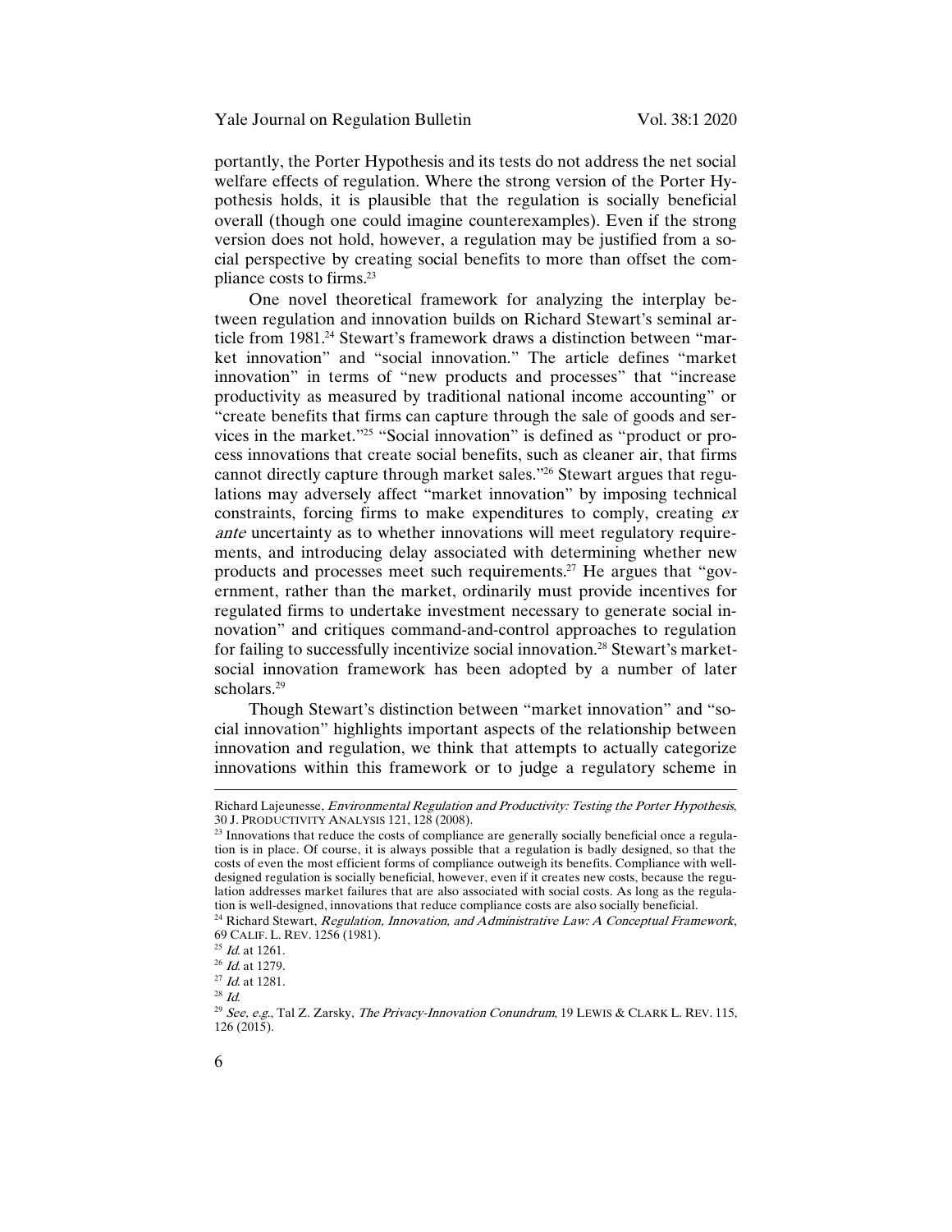portantly, the Porter Hypothesis and its tests do not address the net social welfare effects of regulation. Where the strong version of the Porter Hypothesis holds, it is plausible that the regulation is socially beneficial overall (though one could imagine counterexamples). Even if the strong version does not hold, however, a regulation may be justified from a social perspective by creating social benefits to more than offset the compliance costs to firms.[23]

One novel theoretical framework for analyzing the interplay between regulation and innovation builds on Richard Stewart's seminal article from 1981.[24] Stewart's framework draws a distinction between "market innovation" and "social innovation." The article defines "market innovation" in terms of "new products and processes" that "increase productivity as measured by traditional national income accounting" or "create benefits that firms can capture through the sale of goods and services in the market."[25] "Social innovation" is defined as "product or process innovations that create social benefits, such as cleaner air, that firms cannot directly capture through market sales."[26] Stewart argues that regulations may adversely affect "market innovation" by imposing technical constraints, forcing firms to make expenditures to comply, creating *ex ante* uncertainty as to whether innovations will meet regulatory requirements, and introducing delay associated with determining whether new products and processes meet such requirements.[27] He argues that "government, rather than the market, ordinarily must provide incentives for regulated firms to undertake investment necessary to generate social innovation" and critiques command-and-control approaches to regulation for failing to successfully incentivize social innovation.[28] Stewart's market-social innovation framework has been adopted by a number of later scholars.[29]

Though Stewart's distinction between "market innovation" and "social innovation" highlights important aspects of the relationship between innovation and regulation, we think that attempts to actually categorize innovations within this framework or to judge a regulatory scheme in

---

Richard Lajeunesse, *Environmental Regulation and Productivity: Testing the Porter Hypothesis*, 30 J. PRODUCTIVITY ANALYSIS 121, 128 (2008).

[23] Innovations that reduce the costs of compliance are generally socially beneficial once a regulation is in place. Of course, it is always possible that a regulation is badly designed, so that the costs of even the most efficient forms of compliance outweigh its benefits. Compliance with well-designed regulation is socially beneficial, however, even if it creates new costs, because the regulation addresses market failures that are also associated with social costs. As long as the regulation is well-designed, innovations that reduce compliance costs are also socially beneficial.

[24] Richard Stewart, *Regulation, Innovation, and Administrative Law: A Conceptual Framework*, 69 CALIF. L. REV. 1256 (1981).

[25] *Id.* at 1261.

[26] *Id.* at 1279.

[27] *Id.* at 1281.

[28] *Id.*

[29] *See, e.g.*, Tal Z. Zarsky, *The Privacy-Innovation Conundrum*, 19 LEWIS & CLARK L. REV. 115, 126 (2015).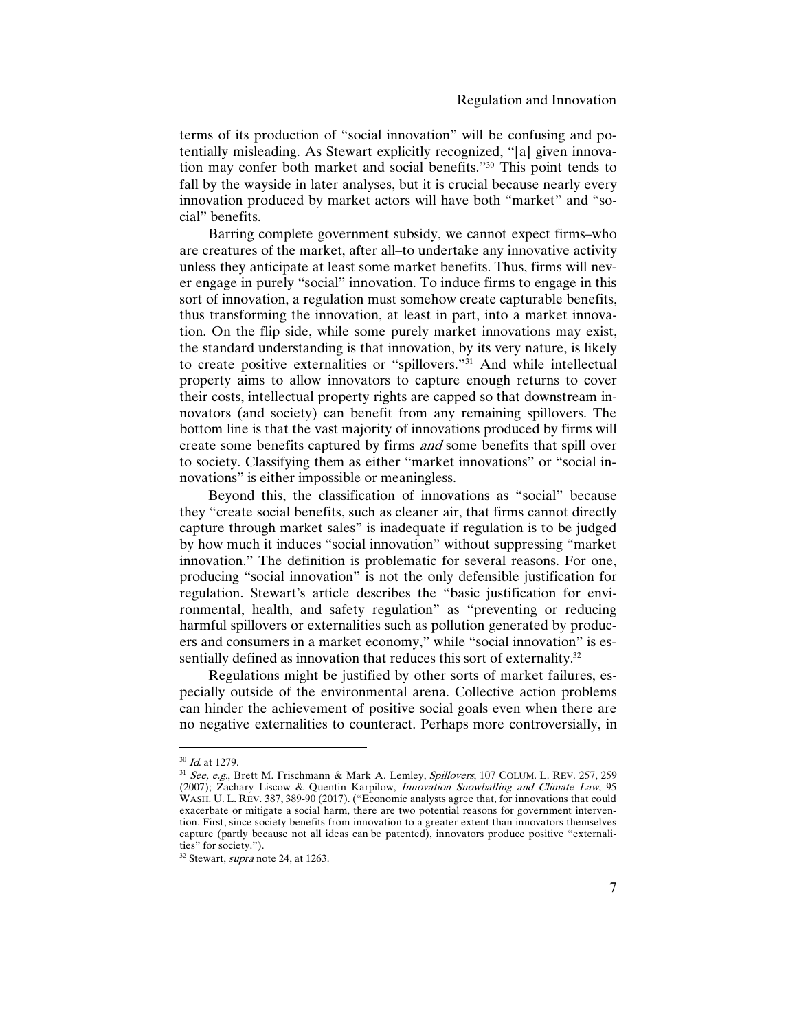terms of its production of "social innovation" will be confusing and potentially misleading. As Stewart explicitly recognized, "[a] given innovation may confer both market and social benefits."[30] This point tends to fall by the wayside in later analyses, but it is crucial because nearly every innovation produced by market actors will have both "market" and "social" benefits.

Barring complete government subsidy, we cannot expect firms–who are creatures of the market, after all–to undertake any innovative activity unless they anticipate at least some market benefits. Thus, firms will never engage in purely "social" innovation. To induce firms to engage in this sort of innovation, a regulation must somehow create capturable benefits, thus transforming the innovation, at least in part, into a market innovation. On the flip side, while some purely market innovations may exist, the standard understanding is that innovation, by its very nature, is likely to create positive externalities or "spillovers."[31] And while intellectual property aims to allow innovators to capture enough returns to cover their costs, intellectual property rights are capped so that downstream innovators (and society) can benefit from any remaining spillovers. The bottom line is that the vast majority of innovations produced by firms will create some benefits captured by firms *and* some benefits that spill over to society. Classifying them as either "market innovations" or "social innovations" is either impossible or meaningless.

Beyond this, the classification of innovations as "social" because they "create social benefits, such as cleaner air, that firms cannot directly capture through market sales" is inadequate if regulation is to be judged by how much it induces "social innovation" without suppressing "market innovation." The definition is problematic for several reasons. For one, producing "social innovation" is not the only defensible justification for regulation. Stewart's article describes the "basic justification for environmental, health, and safety regulation" as "preventing or reducing harmful spillovers or externalities such as pollution generated by producers and consumers in a market economy," while "social innovation" is essentially defined as innovation that reduces this sort of externality.[32]

Regulations might be justified by other sorts of market failures, especially outside of the environmental arena. Collective action problems can hinder the achievement of positive social goals even when there are no negative externalities to counteract. Perhaps more controversially, in

---

[30] *Id.* at 1279.

[31] *See, e.g.*, Brett M. Frischmann & Mark A. Lemley, *Spillovers*, 107 COLUM. L. REV. 257, 259 (2007); Zachary Liscow & Quentin Karpilow, *Innovation Snowballing and Climate Law*, 95 WASH. U. L. REV. 387, 389-90 (2017). ("Economic analysts agree that, for innovations that could exacerbate or mitigate a social harm, there are two potential reasons for government intervention. First, since society benefits from innovation to a greater extent than innovators themselves capture (partly because not all ideas can be patented), innovators produce positive "externalities" for society.").

[32] Stewart, *supra* note 24, at 1263.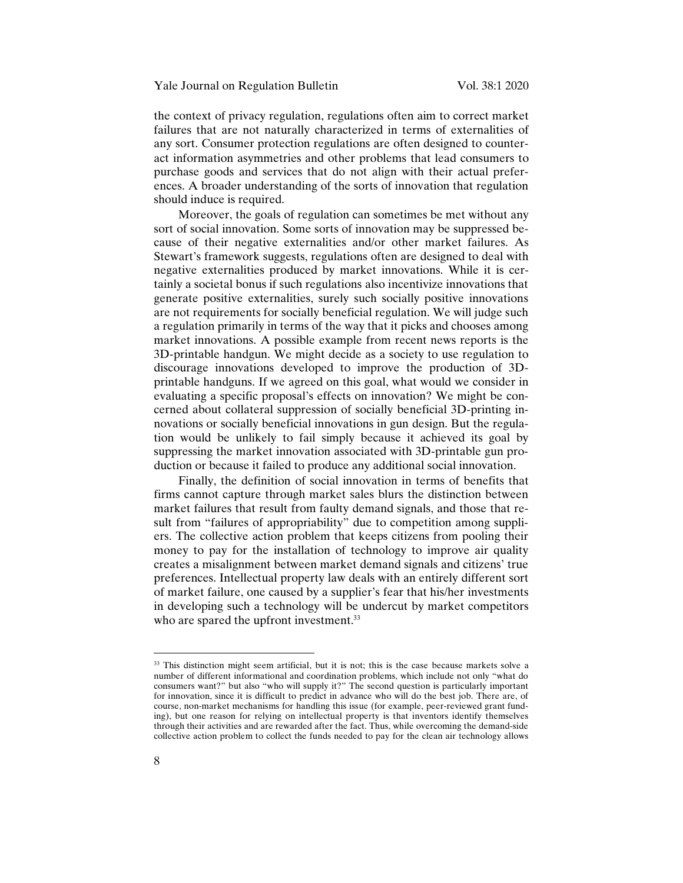the context of privacy regulation, regulations often aim to correct market failures that are not naturally characterized in terms of externalities of any sort. Consumer protection regulations are often designed to counteract information asymmetries and other problems that lead consumers to purchase goods and services that do not align with their actual preferences. A broader understanding of the sorts of innovation that regulation should induce is required.

Moreover, the goals of regulation can sometimes be met without any sort of social innovation. Some sorts of innovation may be suppressed because of their negative externalities and/or other market failures. As Stewart's framework suggests, regulations often are designed to deal with negative externalities produced by market innovations. While it is certainly a societal bonus if such regulations also incentivize innovations that generate positive externalities, surely such socially positive innovations are not requirements for socially beneficial regulation. We will judge such a regulation primarily in terms of the way that it picks and chooses among market innovations. A possible example from recent news reports is the 3D-printable handgun. We might decide as a society to use regulation to discourage innovations developed to improve the production of 3D-printable handguns. If we agreed on this goal, what would we consider in evaluating a specific proposal's effects on innovation? We might be concerned about collateral suppression of socially beneficial 3D-printing innovations or socially beneficial innovations in gun design. But the regulation would be unlikely to fail simply because it achieved its goal by suppressing the market innovation associated with 3D-printable gun production or because it failed to produce any additional social innovation.

Finally, the definition of social innovation in terms of benefits that firms cannot capture through market sales blurs the distinction between market failures that result from faulty demand signals, and those that result from "failures of appropriability" due to competition among suppliers. The collective action problem that keeps citizens from pooling their money to pay for the installation of technology to improve air quality creates a misalignment between market demand signals and citizens' true preferences. Intellectual property law deals with an entirely different sort of market failure, one caused by a supplier's fear that his/her investments in developing such a technology will be undercut by market competitors who are spared the upfront investment.[33]

---

[33] This distinction might seem artificial, but it is not; this is the case because markets solve a number of different informational and coordination problems, which include not only "what do consumers want?" but also "who will supply it?" The second question is particularly important for innovation, since it is difficult to predict in advance who will do the best job. There are, of course, non-market mechanisms for handling this issue (for example, peer-reviewed grant funding), but one reason for relying on intellectual property is that inventors identify themselves through their activities and are rewarded after the fact. Thus, while overcoming the demand-side collective action problem to collect the funds needed to pay for the clean air technology allows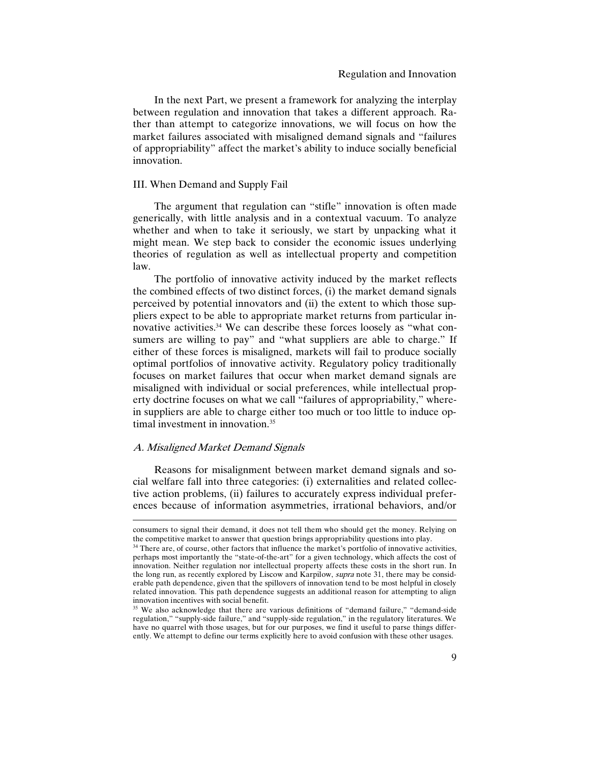In the next Part, we present a framework for analyzing the interplay between regulation and innovation that takes a different approach. Rather than attempt to categorize innovations, we will focus on how the market failures associated with misaligned demand signals and "failures of appropriability" affect the market's ability to induce socially beneficial innovation.

## III. When Demand and Supply Fail

The argument that regulation can "stifle" innovation is often made generically, with little analysis and in a contextual vacuum. To analyze whether and when to take it seriously, we start by unpacking what it might mean. We step back to consider the economic issues underlying theories of regulation as well as intellectual property and competition law.

The portfolio of innovative activity induced by the market reflects the combined effects of two distinct forces, (i) the market demand signals perceived by potential innovators and (ii) the extent to which those suppliers expect to be able to appropriate market returns from particular innovative activities.[34] We can describe these forces loosely as "what consumers are willing to pay" and "what suppliers are able to charge." If either of these forces is misaligned, markets will fail to produce socially optimal portfolios of innovative activity. Regulatory policy traditionally focuses on market failures that occur when market demand signals are misaligned with individual or social preferences, while intellectual property doctrine focuses on what we call "failures of appropriability," wherein suppliers are able to charge either too much or too little to induce optimal investment in innovation.[35]

### *A. Misaligned Market Demand Signals*

Reasons for misalignment between market demand signals and social welfare fall into three categories: (i) externalities and related collective action problems, (ii) failures to accurately express individual preferences because of information asymmetries, irrational behaviors, and/or

---

consumers to signal their demand, it does not tell them who should get the money. Relying on the competitive market to answer that question brings appropriability questions into play.

[34] There are, of course, other factors that influence the market's portfolio of innovative activities, perhaps most importantly the "state-of-the-art" for a given technology, which affects the cost of innovation. Neither regulation nor intellectual property affects these costs in the short run. In the long run, as recently explored by Liscow and Karpilow, *supra* note 31, there may be considerable path dependence, given that the spillovers of innovation tend to be most helpful in closely related innovation. This path dependence suggests an additional reason for attempting to align innovation incentives with social benefit.

[35] We also acknowledge that there are various definitions of "demand failure," "demand-side regulation," "supply-side failure," and "supply-side regulation," in the regulatory literatures. We have no quarrel with those usages, but for our purposes, we find it useful to parse things differently. We attempt to define our terms explicitly here to avoid confusion with these other usages.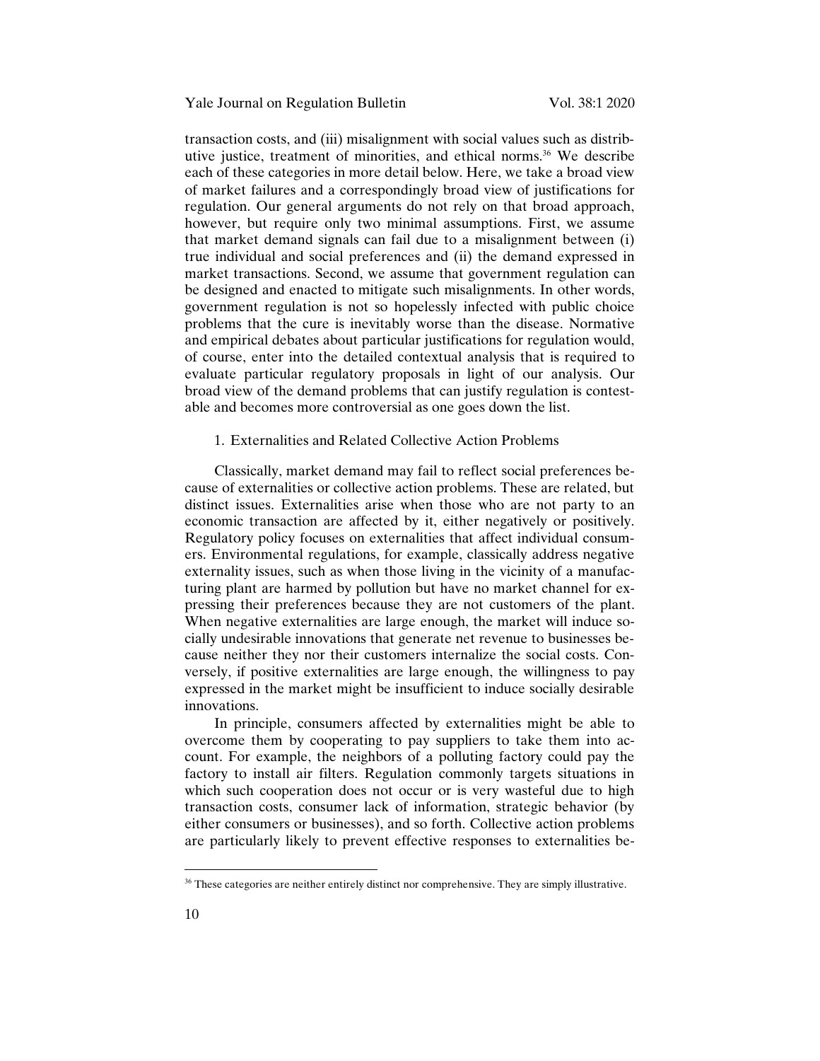transaction costs, and (iii) misalignment with social values such as distributive justice, treatment of minorities, and ethical norms.[36] We describe each of these categories in more detail below. Here, we take a broad view of market failures and a correspondingly broad view of justifications for regulation. Our general arguments do not rely on that broad approach, however, but require only two minimal assumptions. First, we assume that market demand signals can fail due to a misalignment between (i) true individual and social preferences and (ii) the demand expressed in market transactions. Second, we assume that government regulation can be designed and enacted to mitigate such misalignments. In other words, government regulation is not so hopelessly infected with public choice problems that the cure is inevitably worse than the disease. Normative and empirical debates about particular justifications for regulation would, of course, enter into the detailed contextual analysis that is required to evaluate particular regulatory proposals in light of our analysis. Our broad view of the demand problems that can justify regulation is contestable and becomes more controversial as one goes down the list.

### 1. Externalities and Related Collective Action Problems

Classically, market demand may fail to reflect social preferences because of externalities or collective action problems. These are related, but distinct issues. Externalities arise when those who are not party to an economic transaction are affected by it, either negatively or positively. Regulatory policy focuses on externalities that affect individual consumers. Environmental regulations, for example, classically address negative externality issues, such as when those living in the vicinity of a manufacturing plant are harmed by pollution but have no market channel for expressing their preferences because they are not customers of the plant. When negative externalities are large enough, the market will induce socially undesirable innovations that generate net revenue to businesses because neither they nor their customers internalize the social costs. Conversely, if positive externalities are large enough, the willingness to pay expressed in the market might be insufficient to induce socially desirable innovations.

In principle, consumers affected by externalities might be able to overcome them by cooperating to pay suppliers to take them into account. For example, the neighbors of a polluting factory could pay the factory to install air filters. Regulation commonly targets situations in which such cooperation does not occur or is very wasteful due to high transaction costs, consumer lack of information, strategic behavior (by either consumers or businesses), and so forth. Collective action problems are particularly likely to prevent effective responses to externalities be-

[36] These categories are neither entirely distinct nor comprehensive. They are simply illustrative.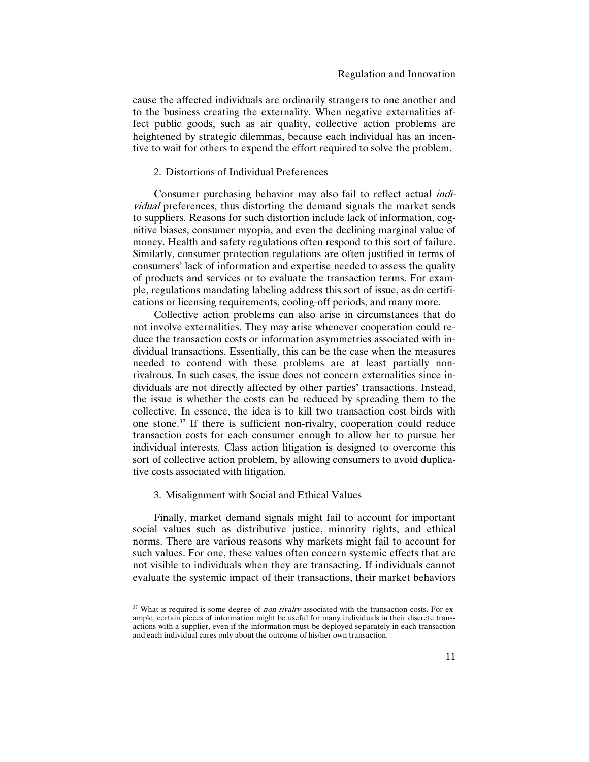cause the affected individuals are ordinarily strangers to one another and to the business creating the externality. When negative externalities affect public goods, such as air quality, collective action problems are heightened by strategic dilemmas, because each individual has an incentive to wait for others to expend the effort required to solve the problem.

### 2. Distortions of Individual Preferences

Consumer purchasing behavior may also fail to reflect actual *individual* preferences, thus distorting the demand signals the market sends to suppliers. Reasons for such distortion include lack of information, cognitive biases, consumer myopia, and even the declining marginal value of money. Health and safety regulations often respond to this sort of failure. Similarly, consumer protection regulations are often justified in terms of consumers' lack of information and expertise needed to assess the quality of products and services or to evaluate the transaction terms. For example, regulations mandating labeling address this sort of issue, as do certifications or licensing requirements, cooling-off periods, and many more.

Collective action problems can also arise in circumstances that do not involve externalities. They may arise whenever cooperation could reduce the transaction costs or information asymmetries associated with individual transactions. Essentially, this can be the case when the measures needed to contend with these problems are at least partially non-rivalrous. In such cases, the issue does not concern externalities since individuals are not directly affected by other parties' transactions. Instead, the issue is whether the costs can be reduced by spreading them to the collective. In essence, the idea is to kill two transaction cost birds with one stone.[37] If there is sufficient non-rivalry, cooperation could reduce transaction costs for each consumer enough to allow her to pursue her individual interests. Class action litigation is designed to overcome this sort of collective action problem, by allowing consumers to avoid duplicative costs associated with litigation.

### 3. Misalignment with Social and Ethical Values

Finally, market demand signals might fail to account for important social values such as distributive justice, minority rights, and ethical norms. There are various reasons why markets might fail to account for such values. For one, these values often concern systemic effects that are not visible to individuals when they are transacting. If individuals cannot evaluate the systemic impact of their transactions, their market behaviors

---

[37] What is required is some degree of *non-rivalry* associated with the transaction costs. For example, certain pieces of information might be useful for many individuals in their discrete transactions with a supplier, even if the information must be deployed separately in each transaction and each individual cares only about the outcome of his/her own transaction.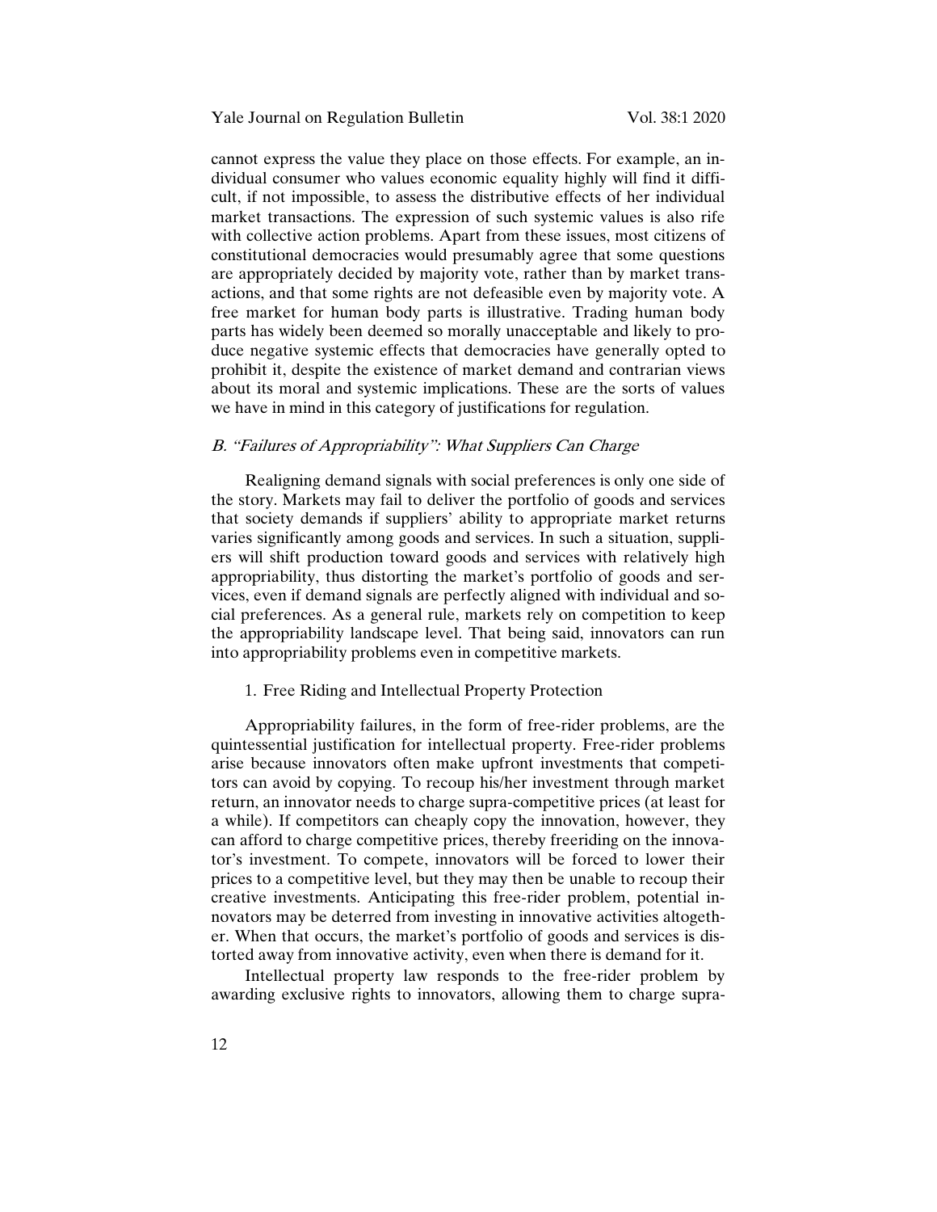cannot express the value they place on those effects. For example, an individual consumer who values economic equality highly will find it difficult, if not impossible, to assess the distributive effects of her individual market transactions. The expression of such systemic values is also rife with collective action problems. Apart from these issues, most citizens of constitutional democracies would presumably agree that some questions are appropriately decided by majority vote, rather than by market transactions, and that some rights are not defeasible even by majority vote. A free market for human body parts is illustrative. Trading human body parts has widely been deemed so morally unacceptable and likely to produce negative systemic effects that democracies have generally opted to prohibit it, despite the existence of market demand and contrarian views about its moral and systemic implications. These are the sorts of values we have in mind in this category of justifications for regulation.

### *B. "Failures of Appropriability": What Suppliers Can Charge*

Realigning demand signals with social preferences is only one side of the story. Markets may fail to deliver the portfolio of goods and services that society demands if suppliers' ability to appropriate market returns varies significantly among goods and services. In such a situation, suppliers will shift production toward goods and services with relatively high appropriability, thus distorting the market's portfolio of goods and services, even if demand signals are perfectly aligned with individual and social preferences. As a general rule, markets rely on competition to keep the appropriability landscape level. That being said, innovators can run into appropriability problems even in competitive markets.

#### 1. Free Riding and Intellectual Property Protection

Appropriability failures, in the form of free-rider problems, are the quintessential justification for intellectual property. Free-rider problems arise because innovators often make upfront investments that competitors can avoid by copying. To recoup his/her investment through market return, an innovator needs to charge supra-competitive prices (at least for a while). If competitors can cheaply copy the innovation, however, they can afford to charge competitive prices, thereby freeriding on the innovator's investment. To compete, innovators will be forced to lower their prices to a competitive level, but they may then be unable to recoup their creative investments. Anticipating this free-rider problem, potential innovators may be deterred from investing in innovative activities altogether. When that occurs, the market's portfolio of goods and services is distorted away from innovative activity, even when there is demand for it.

Intellectual property law responds to the free-rider problem by awarding exclusive rights to innovators, allowing them to charge supra-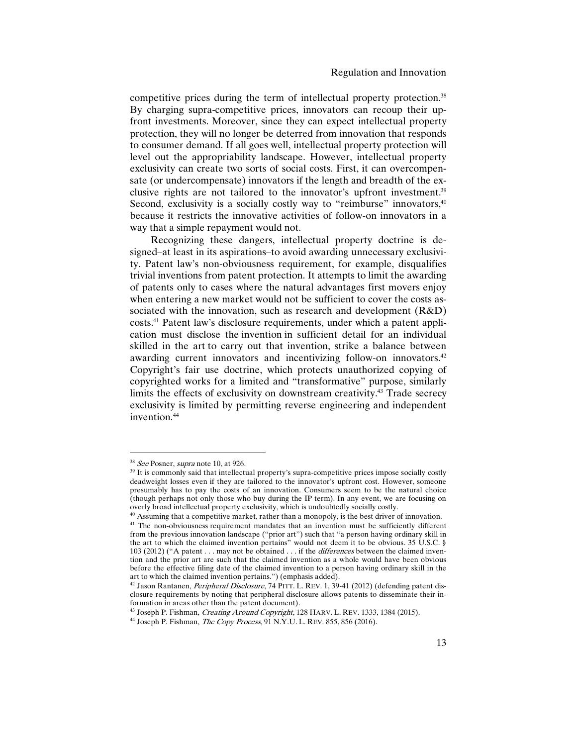competitive prices during the term of intellectual property protection.[38] By charging supra-competitive prices, innovators can recoup their upfront investments. Moreover, since they can expect intellectual property protection, they will no longer be deterred from innovation that responds to consumer demand. If all goes well, intellectual property protection will level out the appropriability landscape. However, intellectual property exclusivity can create two sorts of social costs. First, it can overcompensate (or undercompensate) innovators if the length and breadth of the exclusive rights are not tailored to the innovator's upfront investment.[39] Second, exclusivity is a socially costly way to "reimburse" innovators,[40] because it restricts the innovative activities of follow-on innovators in a way that a simple repayment would not.

Recognizing these dangers, intellectual property doctrine is designed–at least in its aspirations–to avoid awarding unnecessary exclusivity. Patent law's non-obviousness requirement, for example, disqualifies trivial inventions from patent protection. It attempts to limit the awarding of patents only to cases where the natural advantages first movers enjoy when entering a new market would not be sufficient to cover the costs associated with the innovation, such as research and development (R&D) costs.[41] Patent law's disclosure requirements, under which a patent application must disclose the invention in sufficient detail for an individual skilled in the art to carry out that invention, strike a balance between awarding current innovators and incentivizing follow-on innovators.[42] Copyright's fair use doctrine, which protects unauthorized copying of copyrighted works for a limited and "transformative" purpose, similarly limits the effects of exclusivity on downstream creativity.[43] Trade secrecy exclusivity is limited by permitting reverse engineering and independent invention.[44]

---

[38] *See* Posner, *supra* note 10, at 926.

[39] It is commonly said that intellectual property's supra-competitive prices impose socially costly deadweight losses even if they are tailored to the innovator's upfront cost. However, someone presumably has to pay the costs of an innovation. Consumers seem to be the natural choice (though perhaps not only those who buy during the IP term). In any event, we are focusing on overly broad intellectual property exclusivity, which is undoubtedly socially costly.

[40] Assuming that a competitive market, rather than a monopoly, is the best driver of innovation.

[41] The non-obviousness requirement mandates that an invention must be sufficiently different from the previous innovation landscape ("prior art") such that "a person having ordinary skill in the art to which the claimed invention pertains" would not deem it to be obvious. 35 U.S.C. § 103 (2012) ("A patent . . . may not be obtained . . . if the *differences* between the claimed invention and the prior art are such that the claimed invention as a whole would have been obvious before the effective filing date of the claimed invention to a person having ordinary skill in the art to which the claimed invention pertains.") (emphasis added).

[42] Jason Rantanen, *Peripheral Disclosure*, 74 PITT. L. REV. 1, 39-41 (2012) (defending patent disclosure requirements by noting that peripheral disclosure allows patents to disseminate their information in areas other than the patent document).

[43] Joseph P. Fishman, *Creating Around Copyright*, 128 HARV. L. REV. 1333, 1384 (2015).

[44] Joseph P. Fishman, *The Copy Process*, 91 N.Y.U. L. REV. 855, 856 (2016).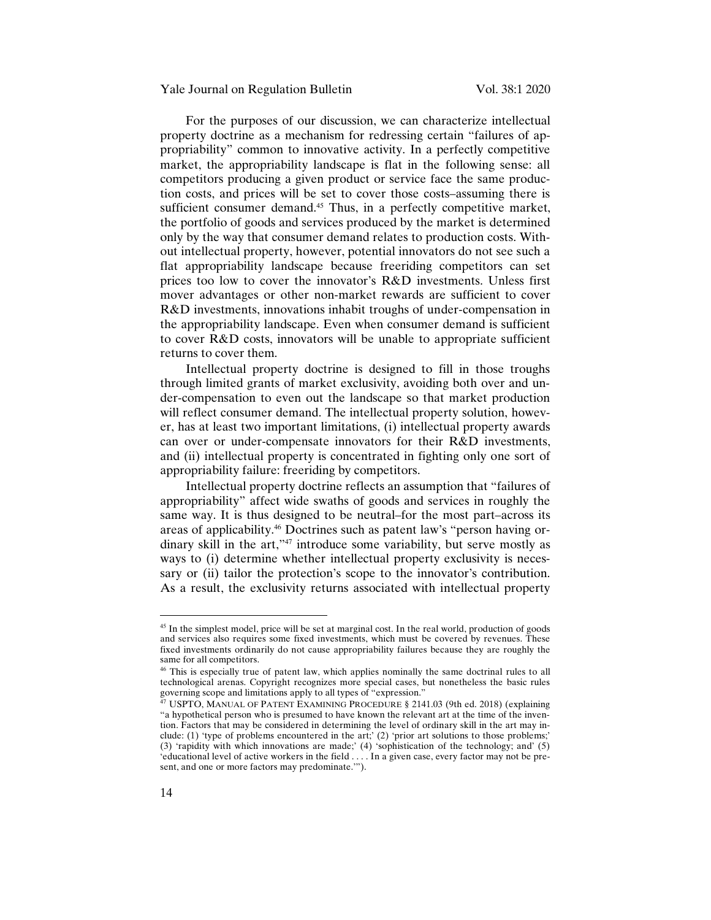For the purposes of our discussion, we can characterize intellectual property doctrine as a mechanism for redressing certain "failures of appropriability" common to innovative activity. In a perfectly competitive market, the appropriability landscape is flat in the following sense: all competitors producing a given product or service face the same production costs, and prices will be set to cover those costs–assuming there is sufficient consumer demand.[45] Thus, in a perfectly competitive market, the portfolio of goods and services produced by the market is determined only by the way that consumer demand relates to production costs. Without intellectual property, however, potential innovators do not see such a flat appropriability landscape because freeriding competitors can set prices too low to cover the innovator's R&D investments. Unless first mover advantages or other non-market rewards are sufficient to cover R&D investments, innovations inhabit troughs of under-compensation in the appropriability landscape. Even when consumer demand is sufficient to cover R&D costs, innovators will be unable to appropriate sufficient returns to cover them.

Intellectual property doctrine is designed to fill in those troughs through limited grants of market exclusivity, avoiding both over and under-compensation to even out the landscape so that market production will reflect consumer demand. The intellectual property solution, however, has at least two important limitations, (i) intellectual property awards can over or under-compensate innovators for their R&D investments, and (ii) intellectual property is concentrated in fighting only one sort of appropriability failure: freeriding by competitors.

Intellectual property doctrine reflects an assumption that "failures of appropriability" affect wide swaths of goods and services in roughly the same way. It is thus designed to be neutral–for the most part–across its areas of applicability.[46] Doctrines such as patent law's "person having ordinary skill in the art,"[47] introduce some variability, but serve mostly as ways to (i) determine whether intellectual property exclusivity is necessary or (ii) tailor the protection's scope to the innovator's contribution. As a result, the exclusivity returns associated with intellectual property

---

[45] In the simplest model, price will be set at marginal cost. In the real world, production of goods and services also requires some fixed investments, which must be covered by revenues. These fixed investments ordinarily do not cause appropriability failures because they are roughly the same for all competitors.

[46] This is especially true of patent law, which applies nominally the same doctrinal rules to all technological arenas. Copyright recognizes more special cases, but nonetheless the basic rules governing scope and limitations apply to all types of "expression."

[47] USPTO, MANUAL OF PATENT EXAMINING PROCEDURE § 2141.03 (9th ed. 2018) (explaining "a hypothetical person who is presumed to have known the relevant art at the time of the invention. Factors that may be considered in determining the level of ordinary skill in the art may include: (1) 'type of problems encountered in the art;' (2) 'prior art solutions to those problems;' (3) 'rapidity with which innovations are made;' (4) 'sophistication of the technology; and' (5) 'educational level of active workers in the field . . . . In a given case, every factor may not be present, and one or more factors may predominate.'").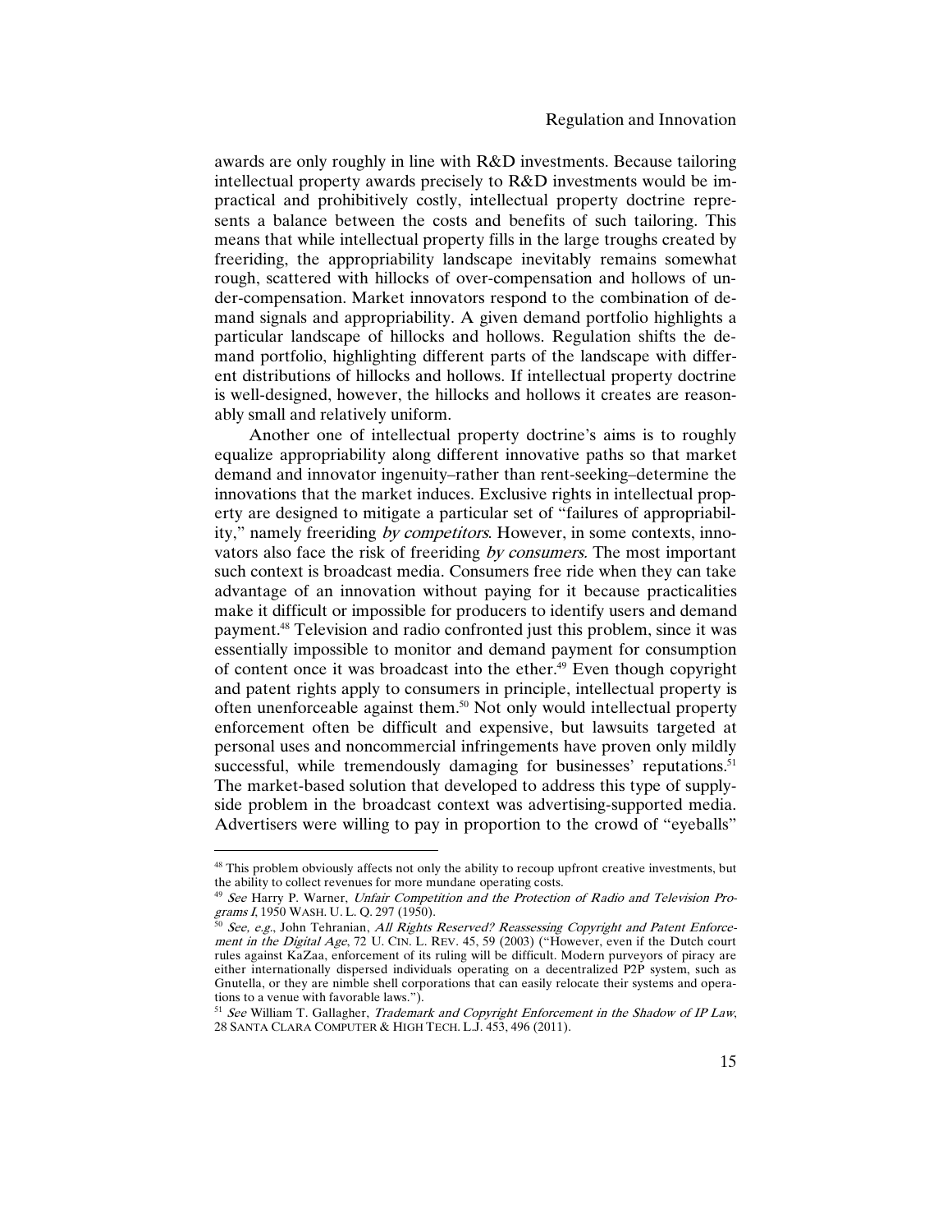awards are only roughly in line with R&D investments. Because tailoring intellectual property awards precisely to R&D investments would be impractical and prohibitively costly, intellectual property doctrine represents a balance between the costs and benefits of such tailoring. This means that while intellectual property fills in the large troughs created by freeriding, the appropriability landscape inevitably remains somewhat rough, scattered with hillocks of over-compensation and hollows of under-compensation. Market innovators respond to the combination of demand signals and appropriability. A given demand portfolio highlights a particular landscape of hillocks and hollows. Regulation shifts the demand portfolio, highlighting different parts of the landscape with different distributions of hillocks and hollows. If intellectual property doctrine is well-designed, however, the hillocks and hollows it creates are reasonably small and relatively uniform.

Another one of intellectual property doctrine's aims is to roughly equalize appropriability along different innovative paths so that market demand and innovator ingenuity–rather than rent-seeking–determine the innovations that the market induces. Exclusive rights in intellectual property are designed to mitigate a particular set of "failures of appropriability," namely freeriding *by competitors*. However, in some contexts, innovators also face the risk of freeriding *by consumers*. The most important such context is broadcast media. Consumers free ride when they can take advantage of an innovation without paying for it because practicalities make it difficult or impossible for producers to identify users and demand payment.[48] Television and radio confronted just this problem, since it was essentially impossible to monitor and demand payment for consumption of content once it was broadcast into the ether.[49] Even though copyright and patent rights apply to consumers in principle, intellectual property is often unenforceable against them.[50] Not only would intellectual property enforcement often be difficult and expensive, but lawsuits targeted at personal uses and noncommercial infringements have proven only mildly successful, while tremendously damaging for businesses' reputations.[51] The market-based solution that developed to address this type of supply-side problem in the broadcast context was advertising-supported media. Advertisers were willing to pay in proportion to the crowd of "eyeballs"

---

[48] This problem obviously affects not only the ability to recoup upfront creative investments, but the ability to collect revenues for more mundane operating costs.

[49] *See* Harry P. Warner, *Unfair Competition and the Protection of Radio and Television Programs I*, 1950 WASH. U. L. Q. 297 (1950).

[50] *See, e.g.*, John Tehranian, *All Rights Reserved? Reassessing Copyright and Patent Enforcement in the Digital Age*, 72 U. CIN. L. REV. 45, 59 (2003) ("However, even if the Dutch court rules against KaZaa, enforcement of its ruling will be difficult. Modern purveyors of piracy are either internationally dispersed individuals operating on a decentralized P2P system, such as Gnutella, or they are nimble shell corporations that can easily relocate their systems and operations to a venue with favorable laws.").

[51] *See* William T. Gallagher, *Trademark and Copyright Enforcement in the Shadow of IP Law*, 28 SANTA CLARA COMPUTER & HIGH TECH. L.J. 453, 496 (2011).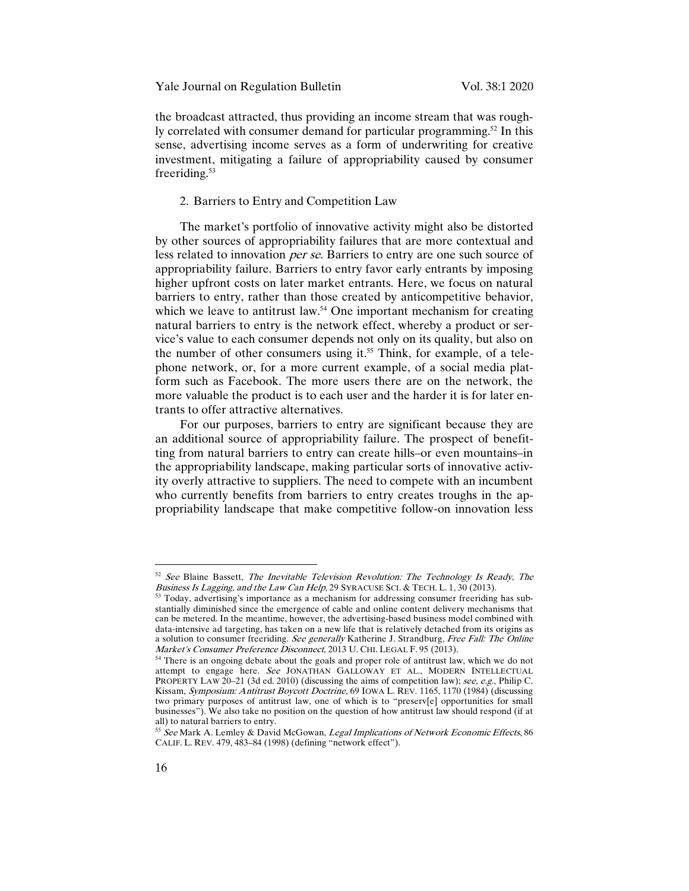the broadcast attracted, thus providing an income stream that was roughly correlated with consumer demand for particular programming.[52] In this sense, advertising income serves as a form of underwriting for creative investment, mitigating a failure of appropriability caused by consumer freeriding.[53]

### 2. Barriers to Entry and Competition Law

The market's portfolio of innovative activity might also be distorted by other sources of appropriability failures that are more contextual and less related to innovation *per se*. Barriers to entry are one such source of appropriability failure. Barriers to entry favor early entrants by imposing higher upfront costs on later market entrants. Here, we focus on natural barriers to entry, rather than those created by anticompetitive behavior, which we leave to antitrust law.[54] One important mechanism for creating natural barriers to entry is the network effect, whereby a product or service's value to each consumer depends not only on its quality, but also on the number of other consumers using it.[55] Think, for example, of a telephone network, or, for a more current example, of a social media platform such as Facebook. The more users there are on the network, the more valuable the product is to each user and the harder it is for later entrants to offer attractive alternatives.

For our purposes, barriers to entry are significant because they are an additional source of appropriability failure. The prospect of benefitting from natural barriers to entry can create hills–or even mountains–in the appropriability landscape, making particular sorts of innovative activity overly attractive to suppliers. The need to compete with an incumbent who currently benefits from barriers to entry creates troughs in the appropriability landscape that make competitive follow-on innovation less

---

[52] *See* Blaine Bassett, *The Inevitable Television Revolution: The Technology Is Ready, The Business Is Lagging, and the Law Can Help*, 29 SYRACUSE SCI. & TECH. L. 1, 30 (2013).

[53] Today, advertising's importance as a mechanism for addressing consumer freeriding has substantially diminished since the emergence of cable and online content delivery mechanisms that can be metered. In the meantime, however, the advertising-based business model combined with data-intensive ad targeting, has taken on a new life that is relatively detached from its origins as a solution to consumer freeriding. *See generally* Katherine J. Strandburg, *Free Fall: The Online Market's Consumer Preference Disconnect*, 2013 U. CHI. LEGAL F. 95 (2013).

[54] There is an ongoing debate about the goals and proper role of antitrust law, which we do not attempt to engage here. *See* JONATHAN GALLOWAY ET AL., MODERN INTELLECTUAL PROPERTY LAW 20–21 (3d ed. 2010) (discussing the aims of competition law); *see, e.g.*, Philip C. Kissam, *Symposium: Antitrust Boycott Doctrine*, 69 IOWA L. REV. 1165, 1170 (1984) (discussing two primary purposes of antitrust law, one of which is to "preserv[e] opportunities for small businesses"). We also take no position on the question of how antitrust law should respond (if at all) to natural barriers to entry.

[55] *See* Mark A. Lemley & David McGowan, *Legal Implications of Network Economic Effects*, 86 CALIF. L. REV. 479, 483–84 (1998) (defining "network effect").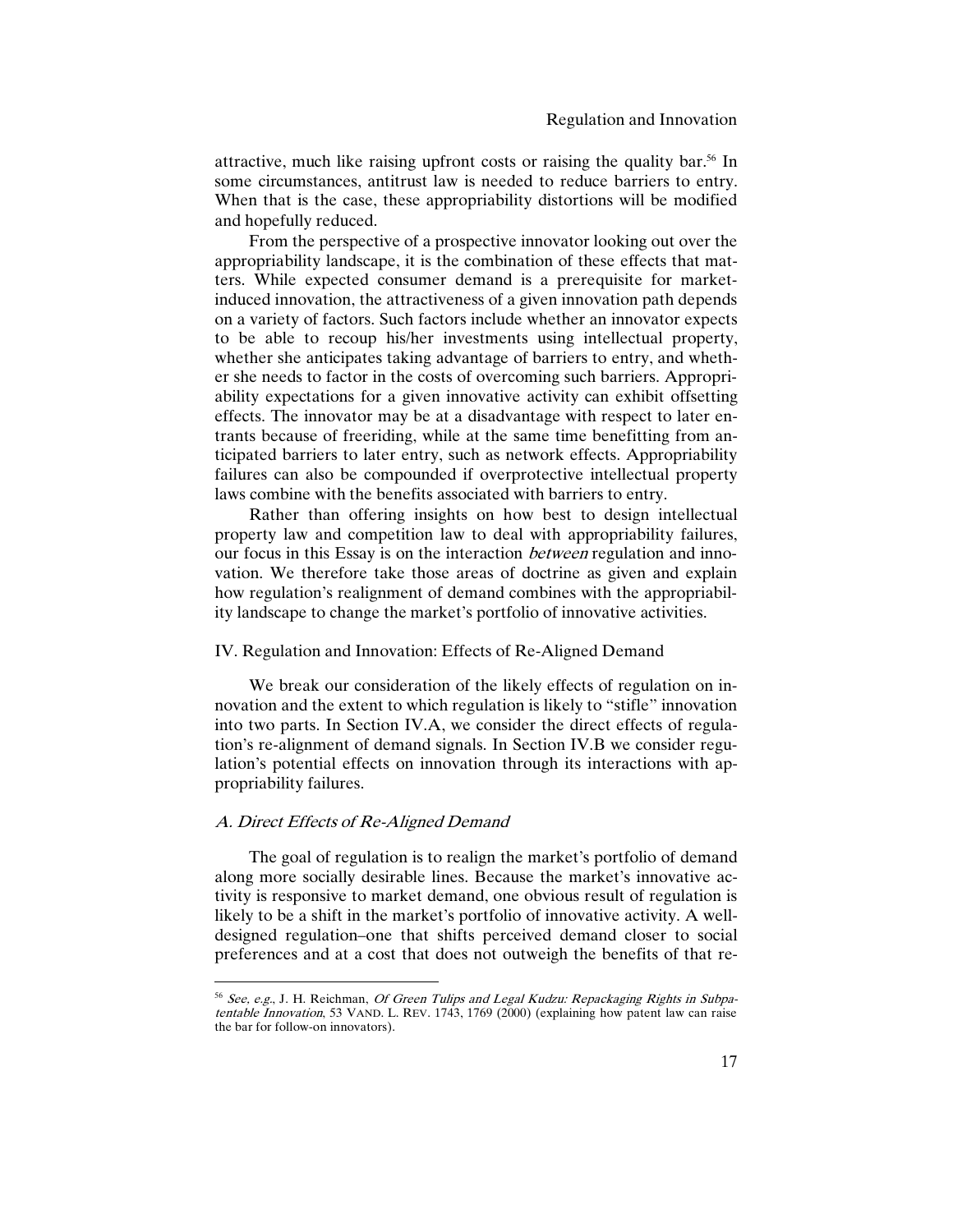attractive, much like raising upfront costs or raising the quality bar.[56] In some circumstances, antitrust law is needed to reduce barriers to entry. When that is the case, these appropriability distortions will be modified and hopefully reduced.

From the perspective of a prospective innovator looking out over the appropriability landscape, it is the combination of these effects that matters. While expected consumer demand is a prerequisite for market-induced innovation, the attractiveness of a given innovation path depends on a variety of factors. Such factors include whether an innovator expects to be able to recoup his/her investments using intellectual property, whether she anticipates taking advantage of barriers to entry, and whether she needs to factor in the costs of overcoming such barriers. Appropriability expectations for a given innovative activity can exhibit offsetting effects. The innovator may be at a disadvantage with respect to later entrants because of freeriding, while at the same time benefitting from anticipated barriers to later entry, such as network effects. Appropriability failures can also be compounded if overprotective intellectual property laws combine with the benefits associated with barriers to entry.

Rather than offering insights on how best to design intellectual property law and competition law to deal with appropriability failures, our focus in this Essay is on the interaction *between* regulation and innovation. We therefore take those areas of doctrine as given and explain how regulation's realignment of demand combines with the appropriability landscape to change the market's portfolio of innovative activities.

## IV. Regulation and Innovation: Effects of Re-Aligned Demand

We break our consideration of the likely effects of regulation on innovation and the extent to which regulation is likely to "stifle" innovation into two parts. In Section IV.A, we consider the direct effects of regulation's re-alignment of demand signals. In Section IV.B we consider regulation's potential effects on innovation through its interactions with appropriability failures.

### *A. Direct Effects of Re-Aligned Demand*

The goal of regulation is to realign the market's portfolio of demand along more socially desirable lines. Because the market's innovative activity is responsive to market demand, one obvious result of regulation is likely to be a shift in the market's portfolio of innovative activity. A well-designed regulation–one that shifts perceived demand closer to social preferences and at a cost that does not outweigh the benefits of that re-

[56] *See, e.g.*, J. H. Reichman, *Of Green Tulips and Legal Kudzu: Repackaging Rights in Subpatentable Innovation*, 53 VAND. L. REV. 1743, 1769 (2000) (explaining how patent law can raise the bar for follow-on innovators).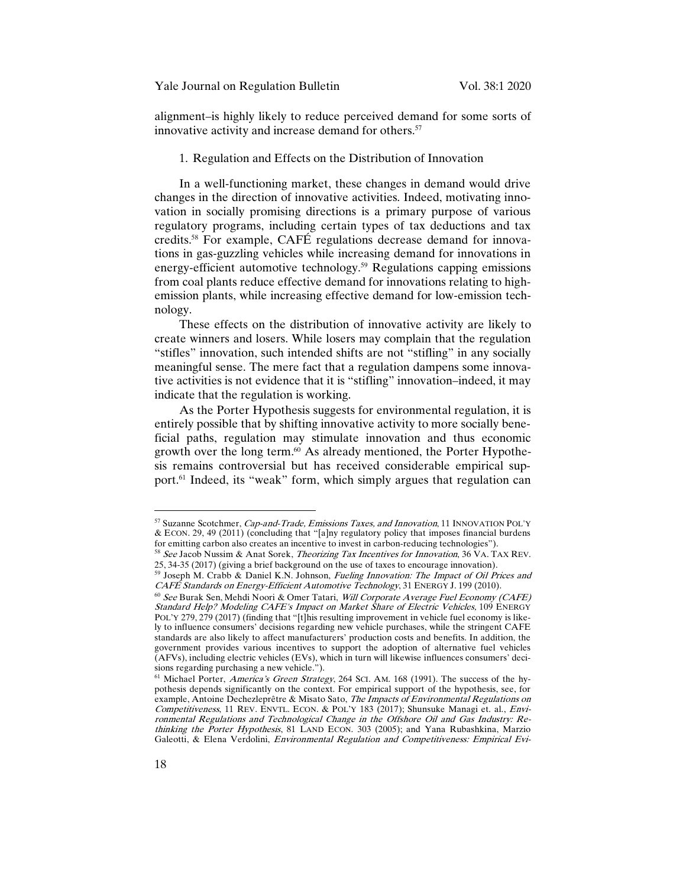alignment–is highly likely to reduce perceived demand for some sorts of innovative activity and increase demand for others.[57]

### 1. Regulation and Effects on the Distribution of Innovation

In a well-functioning market, these changes in demand would drive changes in the direction of innovative activities. Indeed, motivating innovation in socially promising directions is a primary purpose of various regulatory programs, including certain types of tax deductions and tax credits.[58] For example, CAFÉ regulations decrease demand for innovations in gas-guzzling vehicles while increasing demand for innovations in energy-efficient automotive technology.[59] Regulations capping emissions from coal plants reduce effective demand for innovations relating to high-emission plants, while increasing effective demand for low-emission technology.

These effects on the distribution of innovative activity are likely to create winners and losers. While losers may complain that the regulation "stifles" innovation, such intended shifts are not "stifling" in any socially meaningful sense. The mere fact that a regulation dampens some innovative activities is not evidence that it is "stifling" innovation–indeed, it may indicate that the regulation is working.

As the Porter Hypothesis suggests for environmental regulation, it is entirely possible that by shifting innovative activity to more socially beneficial paths, regulation may stimulate innovation and thus economic growth over the long term.[60] As already mentioned, the Porter Hypothesis remains controversial but has received considerable empirical support.[61] Indeed, its "weak" form, which simply argues that regulation can

---

[57] Suzanne Scotchmer, *Cap-and-Trade, Emissions Taxes, and Innovation*, 11 INNOVATION POL'Y & ECON. 29, 49 (2011) (concluding that "[a]ny regulatory policy that imposes financial burdens for emitting carbon also creates an incentive to invest in carbon-reducing technologies").

[58] *See* Jacob Nussim & Anat Sorek, *Theorizing Tax Incentives for Innovation*, 36 VA. TAX REV. 25, 34-35 (2017) (giving a brief background on the use of taxes to encourage innovation).

[59] Joseph M. Crabb & Daniel K.N. Johnson, *Fueling Innovation: The Impact of Oil Prices and CAFÉ Standards on Energy-Efficient Automotive Technology*, 31 ENERGY J. 199 (2010).

[60] *See* Burak Sen, Mehdi Noori & Omer Tatari, *Will Corporate Average Fuel Economy (CAFE) Standard Help? Modeling CAFE's Impact on Market Share of Electric Vehicles*, 109 ENERGY POL'Y 279, 279 (2017) (finding that "[t]his resulting improvement in vehicle fuel economy is likely to influence consumers' decisions regarding new vehicle purchases, while the stringent CAFE standards are also likely to affect manufacturers' production costs and benefits. In addition, the government provides various incentives to support the adoption of alternative fuel vehicles (AFVs), including electric vehicles (EVs), which in turn will likewise influences consumers' decisions regarding purchasing a new vehicle.").

[61] Michael Porter, *America's Green Strategy*, 264 SCI. AM. 168 (1991). The success of the hypothesis depends significantly on the context. For empirical support of the hypothesis, see, for example, Antoine Dechezleprêtre & Misato Sato, *The Impacts of Environmental Regulations on Competitiveness*, 11 REV. ENVTL. ECON. & POL'Y 183 (2017); Shunsuke Managi et. al., *Environmental Regulations and Technological Change in the Offshore Oil and Gas Industry: Rethinking the Porter Hypothesis*, 81 LAND ECON. 303 (2005); and Yana Rubashkina, Marzio Galeotti, & Elena Verdolini, *Environmental Regulation and Competitiveness: Empirical Evi-*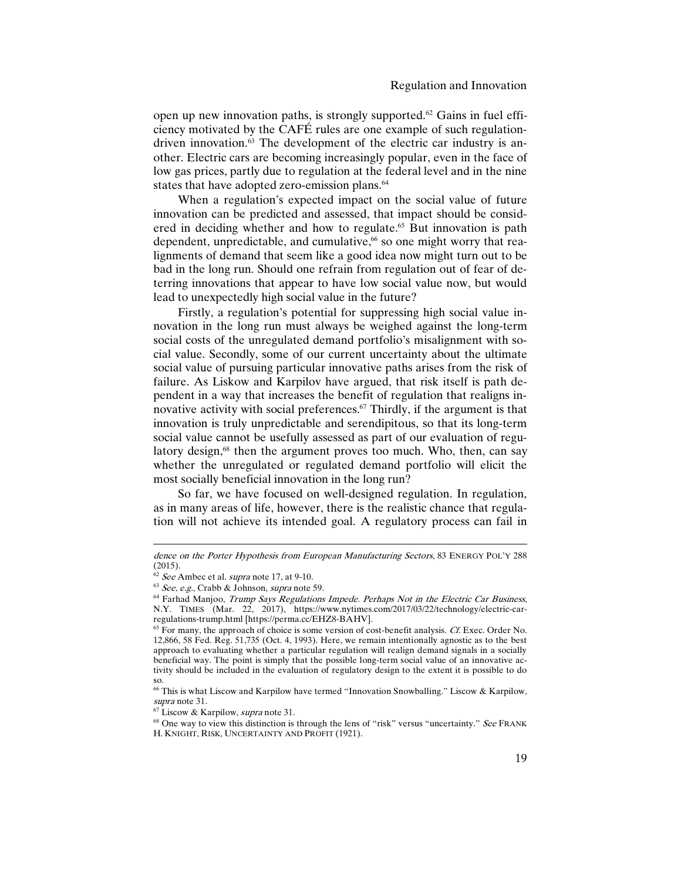open up new innovation paths, is strongly supported.[62] Gains in fuel efficiency motivated by the CAFÉ rules are one example of such regulation-driven innovation.[63] The development of the electric car industry is another. Electric cars are becoming increasingly popular, even in the face of low gas prices, partly due to regulation at the federal level and in the nine states that have adopted zero-emission plans.[64]

When a regulation's expected impact on the social value of future innovation can be predicted and assessed, that impact should be considered in deciding whether and how to regulate.[65] But innovation is path dependent, unpredictable, and cumulative,[66] so one might worry that realignments of demand that seem like a good idea now might turn out to be bad in the long run. Should one refrain from regulation out of fear of deterring innovations that appear to have low social value now, but would lead to unexpectedly high social value in the future?

Firstly, a regulation's potential for suppressing high social value innovation in the long run must always be weighed against the long-term social costs of the unregulated demand portfolio's misalignment with social value. Secondly, some of our current uncertainty about the ultimate social value of pursuing particular innovative paths arises from the risk of failure. As Liskow and Karpilov have argued, that risk itself is path dependent in a way that increases the benefit of regulation that realigns innovative activity with social preferences.[67] Thirdly, if the argument is that innovation is truly unpredictable and serendipitous, so that its long-term social value cannot be usefully assessed as part of our evaluation of regulatory design,[68] then the argument proves too much. Who, then, can say whether the unregulated or regulated demand portfolio will elicit the most socially beneficial innovation in the long run?

So far, we have focused on well-designed regulation. In regulation, as in many areas of life, however, there is the realistic chance that regulation will not achieve its intended goal. A regulatory process can fail in

---

*dence on the Porter Hypothesis from European Manufacturing Sectors*, 83 ENERGY POL'Y 288 (2015).

[62] *See* Ambec et al. *supra* note 17, at 9-10.

[63] *See, e.g.*, Crabb & Johnson, *supra* note 59.

[64] Farhad Manjoo, *Trump Says Regulations Impede. Perhaps Not in the Electric Car Business*, N.Y. TIMES (Mar. 22, 2017), https://www.nytimes.com/2017/03/22/technology/electric-car-regulations-trump.html [https://perma.cc/EHZ8-BAHV].

[65] For many, the approach of choice is some version of cost-benefit analysis. *Cf.* Exec. Order No. 12,866, 58 Fed. Reg. 51,735 (Oct. 4, 1993). Here, we remain intentionally agnostic as to the best approach to evaluating whether a particular regulation will realign demand signals in a socially beneficial way. The point is simply that the possible long-term social value of an innovative activity should be included in the evaluation of regulatory design to the extent it is possible to do so.

[66] This is what Liscow and Karpilow have termed "Innovation Snowballing." Liscow & Karpilow, *supra* note 31.

[67] Liscow & Karpilow, *supra* note 31.

[68] One way to view this distinction is through the lens of "risk" versus "uncertainty." *See* FRANK H. KNIGHT, RISK, UNCERTAINTY AND PROFIT (1921).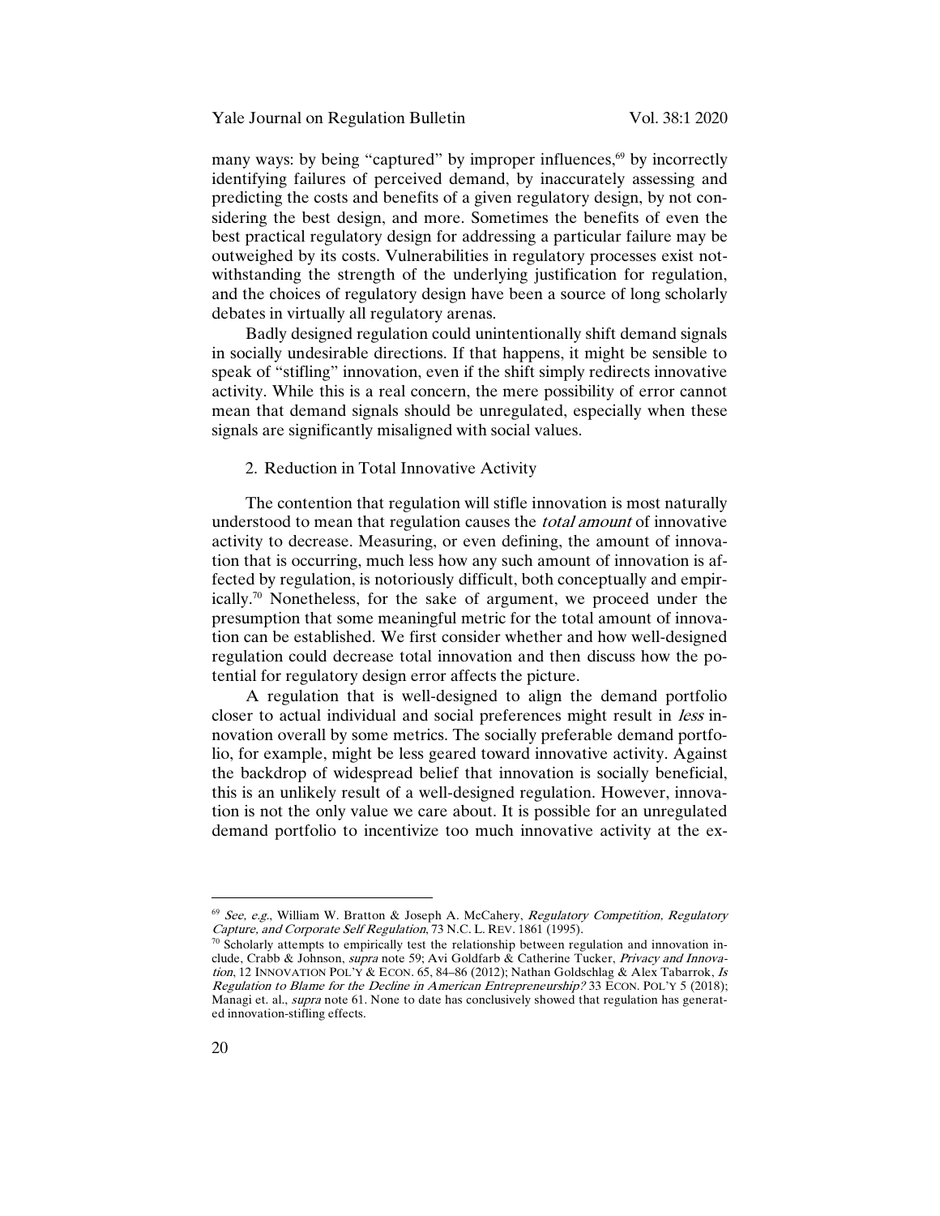many ways: by being "captured" by improper influences,[69] by incorrectly identifying failures of perceived demand, by inaccurately assessing and predicting the costs and benefits of a given regulatory design, by not considering the best design, and more. Sometimes the benefits of even the best practical regulatory design for addressing a particular failure may be outweighed by its costs. Vulnerabilities in regulatory processes exist notwithstanding the strength of the underlying justification for regulation, and the choices of regulatory design have been a source of long scholarly debates in virtually all regulatory arenas.

Badly designed regulation could unintentionally shift demand signals in socially undesirable directions. If that happens, it might be sensible to speak of "stifling" innovation, even if the shift simply redirects innovative activity. While this is a real concern, the mere possibility of error cannot mean that demand signals should be unregulated, especially when these signals are significantly misaligned with social values.

### 2. Reduction in Total Innovative Activity

The contention that regulation will stifle innovation is most naturally understood to mean that regulation causes the *total amount* of innovative activity to decrease. Measuring, or even defining, the amount of innovation that is occurring, much less how any such amount of innovation is affected by regulation, is notoriously difficult, both conceptually and empirically.[70] Nonetheless, for the sake of argument, we proceed under the presumption that some meaningful metric for the total amount of innovation can be established. We first consider whether and how well-designed regulation could decrease total innovation and then discuss how the potential for regulatory design error affects the picture.

A regulation that is well-designed to align the demand portfolio closer to actual individual and social preferences might result in *less* innovation overall by some metrics. The socially preferable demand portfolio, for example, might be less geared toward innovative activity. Against the backdrop of widespread belief that innovation is socially beneficial, this is an unlikely result of a well-designed regulation. However, innovation is not the only value we care about. It is possible for an unregulated demand portfolio to incentivize too much innovative activity at the ex-

---

[69] *See, e.g.*, William W. Bratton & Joseph A. McCahery, *Regulatory Competition, Regulatory Capture, and Corporate Self Regulation*, 73 N.C. L. REV. 1861 (1995).

[70] Scholarly attempts to empirically test the relationship between regulation and innovation include, Crabb & Johnson, *supra* note 59; Avi Goldfarb & Catherine Tucker, *Privacy and Innovation*, 12 INNOVATION POL'Y & ECON. 65, 84–86 (2012); Nathan Goldschlag & Alex Tabarrok, *Is Regulation to Blame for the Decline in American Entrepreneurship?* 33 ECON. POL'Y 5 (2018); Managi et. al., *supra* note 61. None to date has conclusively showed that regulation has generated innovation-stifling effects.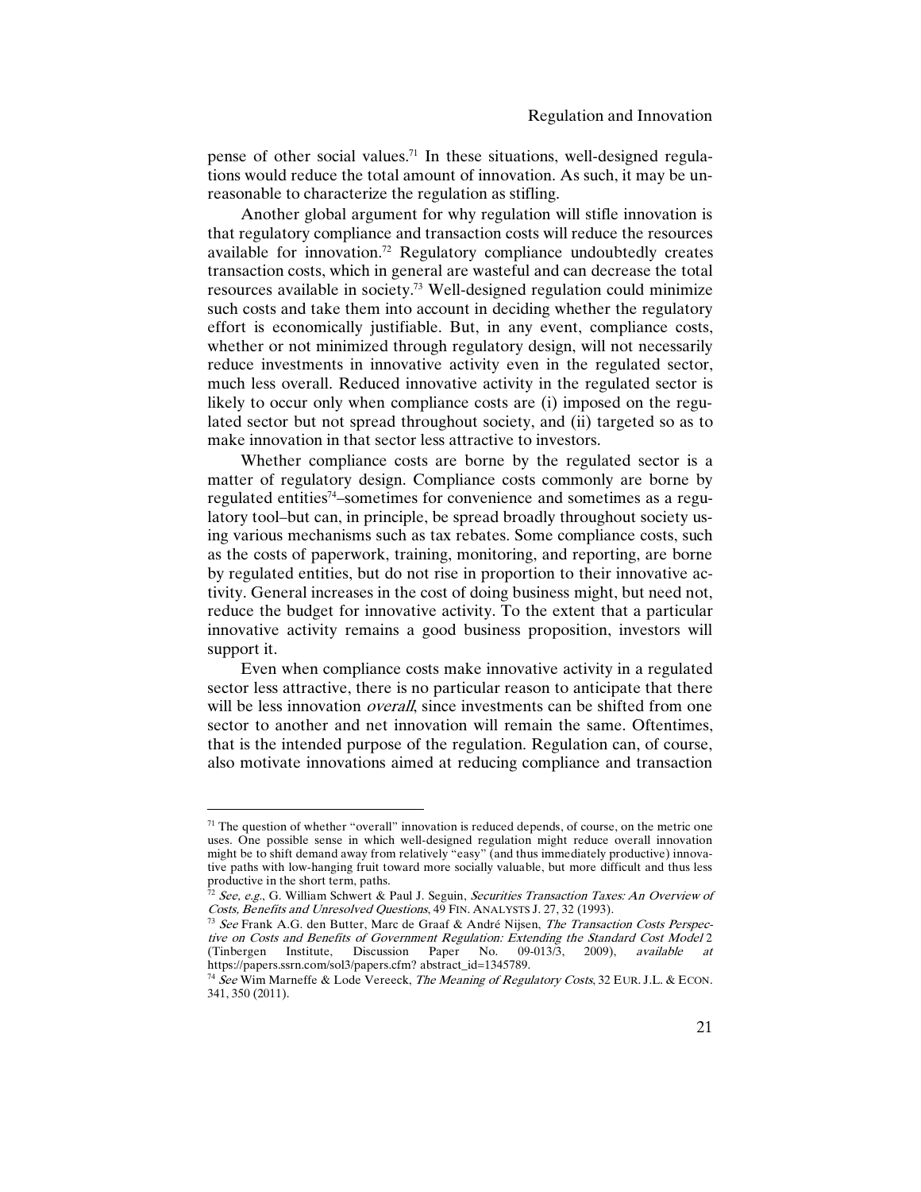pense of other social values.[71] In these situations, well-designed regulations would reduce the total amount of innovation. As such, it may be unreasonable to characterize the regulation as stifling.

Another global argument for why regulation will stifle innovation is that regulatory compliance and transaction costs will reduce the resources available for innovation.[72] Regulatory compliance undoubtedly creates transaction costs, which in general are wasteful and can decrease the total resources available in society.[73] Well-designed regulation could minimize such costs and take them into account in deciding whether the regulatory effort is economically justifiable. But, in any event, compliance costs, whether or not minimized through regulatory design, will not necessarily reduce investments in innovative activity even in the regulated sector, much less overall. Reduced innovative activity in the regulated sector is likely to occur only when compliance costs are (i) imposed on the regulated sector but not spread throughout society, and (ii) targeted so as to make innovation in that sector less attractive to investors.

Whether compliance costs are borne by the regulated sector is a matter of regulatory design. Compliance costs commonly are borne by regulated entities[74]–sometimes for convenience and sometimes as a regulatory tool–but can, in principle, be spread broadly throughout society using various mechanisms such as tax rebates. Some compliance costs, such as the costs of paperwork, training, monitoring, and reporting, are borne by regulated entities, but do not rise in proportion to their innovative activity. General increases in the cost of doing business might, but need not, reduce the budget for innovative activity. To the extent that a particular innovative activity remains a good business proposition, investors will support it.

Even when compliance costs make innovative activity in a regulated sector less attractive, there is no particular reason to anticipate that there will be less innovation *overall*, since investments can be shifted from one sector to another and net innovation will remain the same. Oftentimes, that is the intended purpose of the regulation. Regulation can, of course, also motivate innovations aimed at reducing compliance and transaction

---

[71] The question of whether "overall" innovation is reduced depends, of course, on the metric one uses. One possible sense in which well-designed regulation might reduce overall innovation might be to shift demand away from relatively "easy" (and thus immediately productive) innovative paths with low-hanging fruit toward more socially valuable, but more difficult and thus less productive in the short term, paths.

[72] *See, e.g.*, G. William Schwert & Paul J. Seguin, *Securities Transaction Taxes: An Overview of Costs, Benefits and Unresolved Questions*, 49 FIN. ANALYSTS J. 27, 32 (1993).

[73] *See* Frank A.G. den Butter, Marc de Graaf & André Nijsen, *The Transaction Costs Perspective on Costs and Benefits of Government Regulation: Extending the Standard Cost Model* 2 (Tinbergen Institute, Discussion Paper No. 09-013/3, 2009), *available at* https://papers.ssrn.com/sol3/papers.cfm? abstract_id=1345789.

[74] *See* Wim Marneffe & Lode Vereeck, *The Meaning of Regulatory Costs*, 32 EUR. J.L. & ECON. 341, 350 (2011).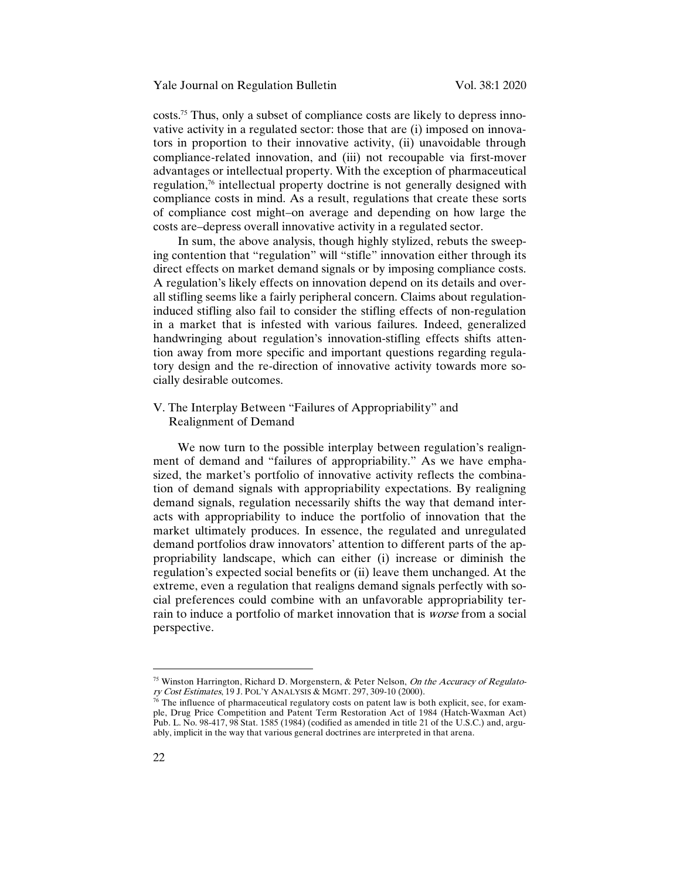costs.[75] Thus, only a subset of compliance costs are likely to depress innovative activity in a regulated sector: those that are (i) imposed on innovators in proportion to their innovative activity, (ii) unavoidable through compliance-related innovation, and (iii) not recoupable via first-mover advantages or intellectual property. With the exception of pharmaceutical regulation,[76] intellectual property doctrine is not generally designed with compliance costs in mind. As a result, regulations that create these sorts of compliance cost might–on average and depending on how large the costs are–depress overall innovative activity in a regulated sector.

In sum, the above analysis, though highly stylized, rebuts the sweeping contention that "regulation" will "stifle" innovation either through its direct effects on market demand signals or by imposing compliance costs. A regulation's likely effects on innovation depend on its details and overall stifling seems like a fairly peripheral concern. Claims about regulation-induced stifling also fail to consider the stifling effects of non-regulation in a market that is infested with various failures. Indeed, generalized handwringing about regulation's innovation-stifling effects shifts attention away from more specific and important questions regarding regulatory design and the re-direction of innovative activity towards more socially desirable outcomes.

## V. The Interplay Between "Failures of Appropriability" and Realignment of Demand

We now turn to the possible interplay between regulation's realignment of demand and "failures of appropriability." As we have emphasized, the market's portfolio of innovative activity reflects the combination of demand signals with appropriability expectations. By realigning demand signals, regulation necessarily shifts the way that demand interacts with appropriability to induce the portfolio of innovation that the market ultimately produces. In essence, the regulated and unregulated demand portfolios draw innovators' attention to different parts of the appropriability landscape, which can either (i) increase or diminish the regulation's expected social benefits or (ii) leave them unchanged. At the extreme, even a regulation that realigns demand signals perfectly with social preferences could combine with an unfavorable appropriability terrain to induce a portfolio of market innovation that is *worse* from a social perspective.

---

[75] Winston Harrington, Richard D. Morgenstern, & Peter Nelson, *On the Accuracy of Regulatory Cost Estimates*, 19 J. POL'Y ANALYSIS & MGMT. 297, 309-10 (2000).

[76] The influence of pharmaceutical regulatory costs on patent law is both explicit, see, for example, Drug Price Competition and Patent Term Restoration Act of 1984 (Hatch-Waxman Act) Pub. L. No. 98-417, 98 Stat. 1585 (1984) (codified as amended in title 21 of the U.S.C.) and, arguably, implicit in the way that various general doctrines are interpreted in that arena.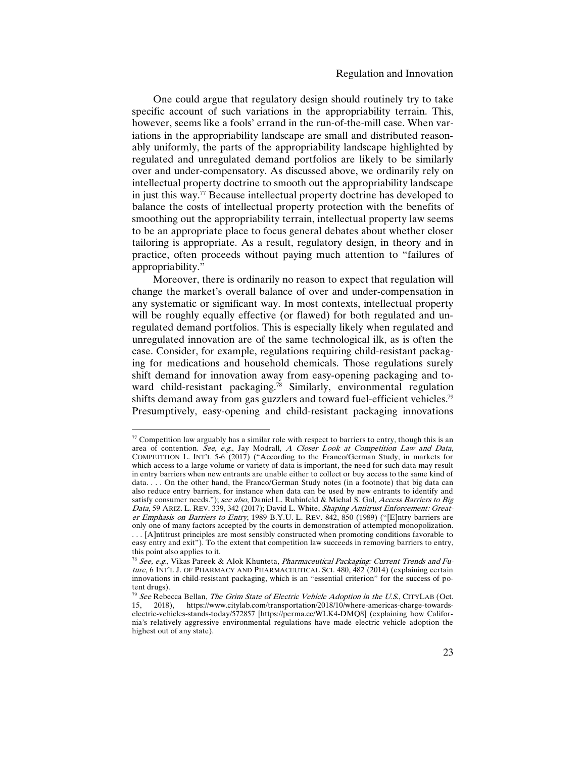One could argue that regulatory design should routinely try to take specific account of such variations in the appropriability terrain. This, however, seems like a fools' errand in the run-of-the-mill case. When variations in the appropriability landscape are small and distributed reasonably uniformly, the parts of the appropriability landscape highlighted by regulated and unregulated demand portfolios are likely to be similarly over and under-compensatory. As discussed above, we ordinarily rely on intellectual property doctrine to smooth out the appropriability landscape in just this way.[77] Because intellectual property doctrine has developed to balance the costs of intellectual property protection with the benefits of smoothing out the appropriability terrain, intellectual property law seems to be an appropriate place to focus general debates about whether closer tailoring is appropriate. As a result, regulatory design, in theory and in practice, often proceeds without paying much attention to "failures of appropriability."

Moreover, there is ordinarily no reason to expect that regulation will change the market's overall balance of over and under-compensation in any systematic or significant way. In most contexts, intellectual property will be roughly equally effective (or flawed) for both regulated and unregulated demand portfolios. This is especially likely when regulated and unregulated innovation are of the same technological ilk, as is often the case. Consider, for example, regulations requiring child-resistant packaging for medications and household chemicals. Those regulations surely shift demand for innovation away from easy-opening packaging and toward child-resistant packaging.[78] Similarly, environmental regulation shifts demand away from gas guzzlers and toward fuel-efficient vehicles.[79] Presumptively, easy-opening and child-resistant packaging innovations

---

[77] Competition law arguably has a similar role with respect to barriers to entry, though this is an area of contention. *See, e.g.*, Jay Modrall, *A Closer Look at Competition Law and Data*, COMPETITION L. INT'L 5-6 (2017) ("According to the Franco/German Study, in markets for which access to a large volume or variety of data is important, the need for such data may result in entry barriers when new entrants are unable either to collect or buy access to the same kind of data. . . . On the other hand, the Franco/German Study notes (in a footnote) that big data can also reduce entry barriers, for instance when data can be used by new entrants to identify and satisfy consumer needs."); *see also*, Daniel L. Rubinfeld & Michal S. Gal, *Access Barriers to Big Data*, 59 ARIZ. L. REV. 339, 342 (2017); David L. White, *Shaping Antitrust Enforcement: Greater Emphasis on Barriers to Entry*, 1989 B.Y.U. L. REV. 842, 850 (1989) ("[E]ntry barriers are only one of many factors accepted by the courts in demonstration of attempted monopolization. . . . [A]ntitrust principles are most sensibly constructed when promoting conditions favorable to easy entry and exit"). To the extent that competition law succeeds in removing barriers to entry, this point also applies to it.

[78] *See, e.g.*, Vikas Pareek & Alok Khunteta, *Pharmaceutical Packaging: Current Trends and Future*, 6 INT'L J. OF PHARMACY AND PHARMACEUTICAL SCI. 480, 482 (2014) (explaining certain innovations in child-resistant packaging, which is an "essential criterion" for the success of potent drugs).

[79] *See* Rebecca Bellan, *The Grim State of Electric Vehicle Adoption in the U.S.*, CITYLAB (Oct. 15, 2018), https://www.citylab.com/transportation/2018/10/where-americas-charge-towards-electric-vehicles-stands-today/572857 [https://perma.cc/WLK4-DMQ8] (explaining how California's relatively aggressive environmental regulations have made electric vehicle adoption the highest out of any state).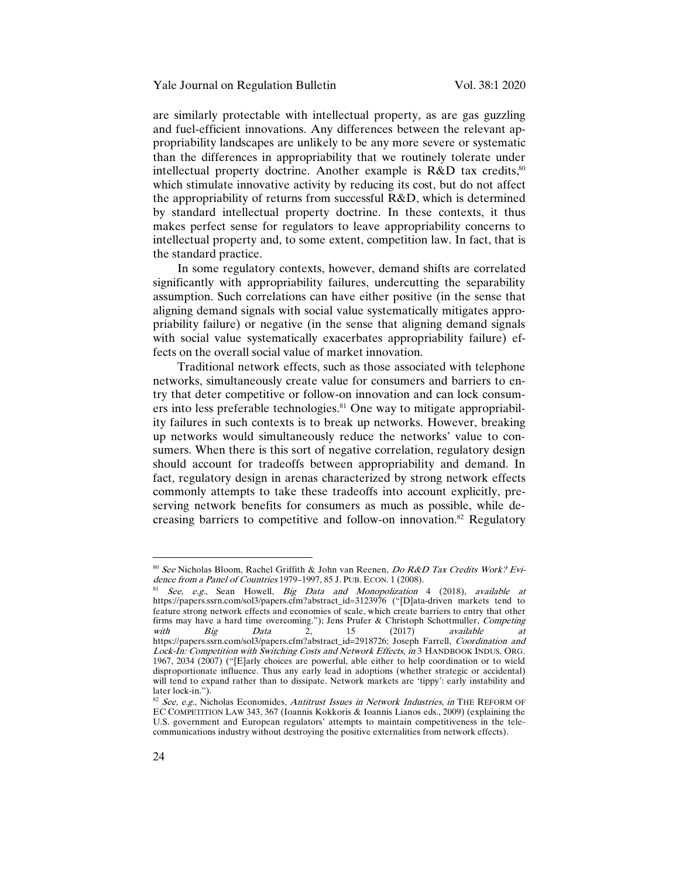are similarly protectable with intellectual property, as are gas guzzling and fuel-efficient innovations. Any differences between the relevant appropriability landscapes are unlikely to be any more severe or systematic than the differences in appropriability that we routinely tolerate under intellectual property doctrine. Another example is R&D tax credits,[80] which stimulate innovative activity by reducing its cost, but do not affect the appropriability of returns from successful R&D, which is determined by standard intellectual property doctrine. In these contexts, it thus makes perfect sense for regulators to leave appropriability concerns to intellectual property and, to some extent, competition law. In fact, that is the standard practice.

In some regulatory contexts, however, demand shifts are correlated significantly with appropriability failures, undercutting the separability assumption. Such correlations can have either positive (in the sense that aligning demand signals with social value systematically mitigates appropriability failure) or negative (in the sense that aligning demand signals with social value systematically exacerbates appropriability failure) effects on the overall social value of market innovation.

Traditional network effects, such as those associated with telephone networks, simultaneously create value for consumers and barriers to entry that deter competitive or follow-on innovation and can lock consumers into less preferable technologies.[81] One way to mitigate appropriability failures in such contexts is to break up networks. However, breaking up networks would simultaneously reduce the networks' value to consumers. When there is this sort of negative correlation, regulatory design should account for tradeoffs between appropriability and demand. In fact, regulatory design in arenas characterized by strong network effects commonly attempts to take these tradeoffs into account explicitly, preserving network benefits for consumers as much as possible, while decreasing barriers to competitive and follow-on innovation.[82] Regulatory

---

[80] *See* Nicholas Bloom, Rachel Griffith & John van Reenen, *Do R&D Tax Credits Work? Evidence from a Panel of Countries* 1979–1997, 85 J. PUB. ECON. 1 (2008).

[81] *See, e.g.,* Sean Howell, *Big Data and Monopolization* 4 (2018), *available at* https://papers.ssrn.com/sol3/papers.cfm?abstract_id=3123976 ("[D]ata-driven markets tend to feature strong network effects and economies of scale, which create barriers to entry that other firms may have a hard time overcoming."); Jens Prufer & Christoph Schottmuller, *Competing with Big Data* 2, 15 (2017) *available at* https://papers.ssrn.com/sol3/papers.cfm?abstract_id=2918726; Joseph Farrell, *Coordination and Lock-In: Competition with Switching Costs and Network Effects*, *in* 3 HANDBOOK INDUS. ORG. 1967, 2034 (2007) ("[E]arly choices are powerful, able either to help coordination or to wield disproportionate influence. Thus any early lead in adoptions (whether strategic or accidental) will tend to expand rather than to dissipate. Network markets are 'tippy': early instability and later lock-in.").

[82] *See, e.g.*, Nicholas Economides, *Antitrust Issues in Network Industries*, *in* THE REFORM OF EC COMPETITION LAW 343, 367 (Ioannis Kokkoris & Ioannis Lianos eds., 2009) (explaining the U.S. government and European regulators' attempts to maintain competitiveness in the telecommunications industry without destroying the positive externalities from network effects).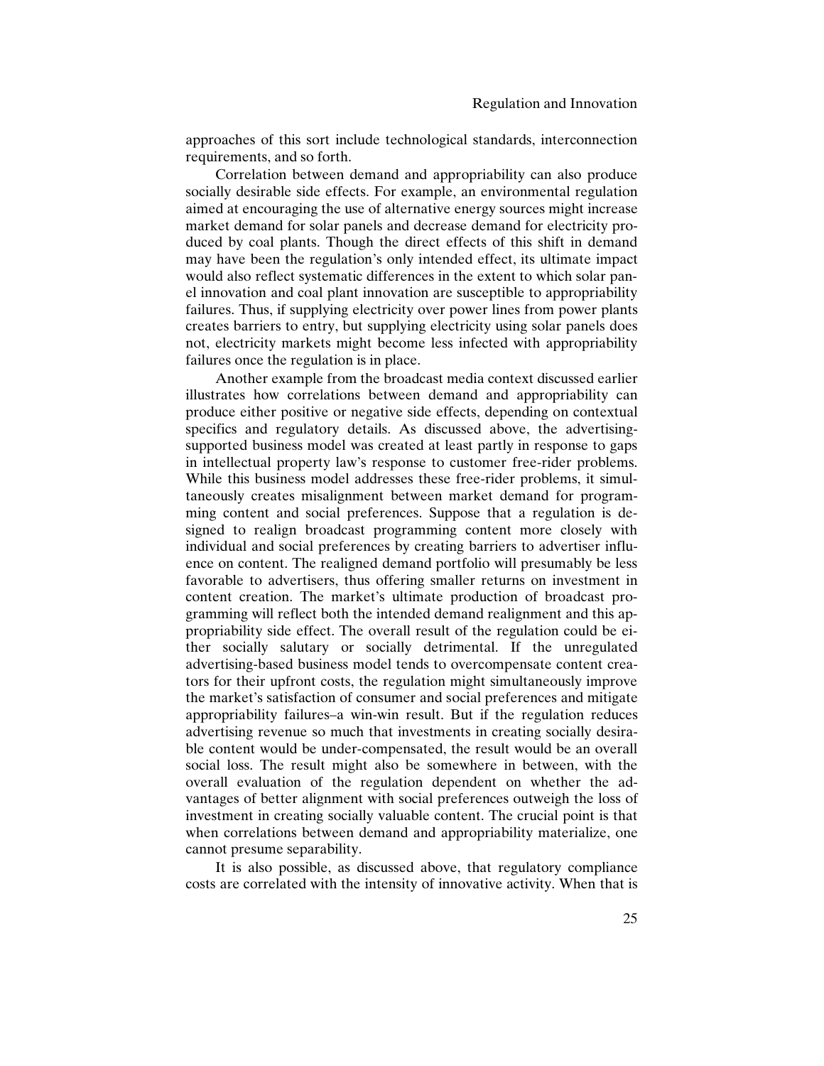approaches of this sort include technological standards, interconnection requirements, and so forth.

Correlation between demand and appropriability can also produce socially desirable side effects. For example, an environmental regulation aimed at encouraging the use of alternative energy sources might increase market demand for solar panels and decrease demand for electricity produced by coal plants. Though the direct effects of this shift in demand may have been the regulation's only intended effect, its ultimate impact would also reflect systematic differences in the extent to which solar panel innovation and coal plant innovation are susceptible to appropriability failures. Thus, if supplying electricity over power lines from power plants creates barriers to entry, but supplying electricity using solar panels does not, electricity markets might become less infected with appropriability failures once the regulation is in place.

Another example from the broadcast media context discussed earlier illustrates how correlations between demand and appropriability can produce either positive or negative side effects, depending on contextual specifics and regulatory details. As discussed above, the advertising-supported business model was created at least partly in response to gaps in intellectual property law's response to customer free-rider problems. While this business model addresses these free-rider problems, it simultaneously creates misalignment between market demand for programming content and social preferences. Suppose that a regulation is designed to realign broadcast programming content more closely with individual and social preferences by creating barriers to advertiser influence on content. The realigned demand portfolio will presumably be less favorable to advertisers, thus offering smaller returns on investment in content creation. The market's ultimate production of broadcast programming will reflect both the intended demand realignment and this appropriability side effect. The overall result of the regulation could be either socially salutary or socially detrimental. If the unregulated advertising-based business model tends to overcompensate content creators for their upfront costs, the regulation might simultaneously improve the market's satisfaction of consumer and social preferences and mitigate appropriability failures–a win-win result. But if the regulation reduces advertising revenue so much that investments in creating socially desirable content would be under-compensated, the result would be an overall social loss. The result might also be somewhere in between, with the overall evaluation of the regulation dependent on whether the advantages of better alignment with social preferences outweigh the loss of investment in creating socially valuable content. The crucial point is that when correlations between demand and appropriability materialize, one cannot presume separability.

It is also possible, as discussed above, that regulatory compliance costs are correlated with the intensity of innovative activity. When that is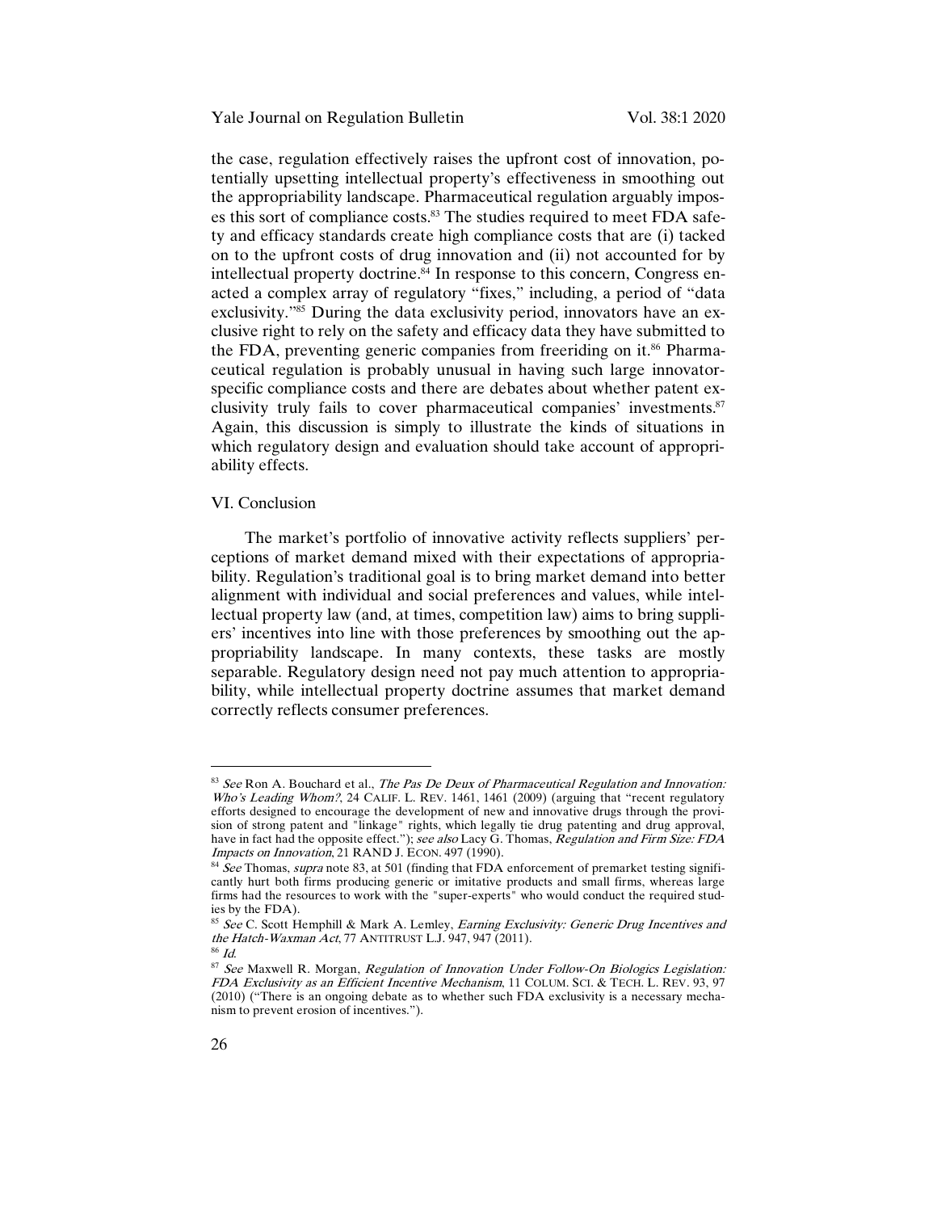the case, regulation effectively raises the upfront cost of innovation, potentially upsetting intellectual property's effectiveness in smoothing out the appropriability landscape. Pharmaceutical regulation arguably imposes this sort of compliance costs.[83] The studies required to meet FDA safety and efficacy standards create high compliance costs that are (i) tacked on to the upfront costs of drug innovation and (ii) not accounted for by intellectual property doctrine.[84] In response to this concern, Congress enacted a complex array of regulatory "fixes," including, a period of "data exclusivity."[85] During the data exclusivity period, innovators have an exclusive right to rely on the safety and efficacy data they have submitted to the FDA, preventing generic companies from freeriding on it.[86] Pharmaceutical regulation is probably unusual in having such large innovator-specific compliance costs and there are debates about whether patent exclusivity truly fails to cover pharmaceutical companies' investments.[87] Again, this discussion is simply to illustrate the kinds of situations in which regulatory design and evaluation should take account of appropriability effects.

## VI. Conclusion

The market's portfolio of innovative activity reflects suppliers' perceptions of market demand mixed with their expectations of appropriability. Regulation's traditional goal is to bring market demand into better alignment with individual and social preferences and values, while intellectual property law (and, at times, competition law) aims to bring suppliers' incentives into line with those preferences by smoothing out the appropriability landscape. In many contexts, these tasks are mostly separable. Regulatory design need not pay much attention to appropriability, while intellectual property doctrine assumes that market demand correctly reflects consumer preferences.

---

[83] *See* Ron A. Bouchard et al., *The Pas De Deux of Pharmaceutical Regulation and Innovation: Who's Leading Whom?*, 24 CALIF. L. REV. 1461, 1461 (2009) (arguing that "recent regulatory efforts designed to encourage the development of new and innovative drugs through the provision of strong patent and "linkage" rights, which legally tie drug patenting and drug approval, have in fact had the opposite effect."); *see also* Lacy G. Thomas, *Regulation and Firm Size: FDA Impacts on Innovation*, 21 RAND J. ECON. 497 (1990).

[84] *See* Thomas, *supra* note 83, at 501 (finding that FDA enforcement of premarket testing significantly hurt both firms producing generic or imitative products and small firms, whereas large firms had the resources to work with the "super-experts" who would conduct the required studies by the FDA).

[85] *See* C. Scott Hemphill & Mark A. Lemley, *Earning Exclusivity: Generic Drug Incentives and the Hatch-Waxman Act*, 77 ANTITRUST L.J. 947, 947 (2011).

[86] *Id.*

[87] *See* Maxwell R. Morgan, *Regulation of Innovation Under Follow-On Biologics Legislation: FDA Exclusivity as an Efficient Incentive Mechanism*, 11 COLUM. SCI. & TECH. L. REV. 93, 97 (2010) ("There is an ongoing debate as to whether such FDA exclusivity is a necessary mechanism to prevent erosion of incentives.").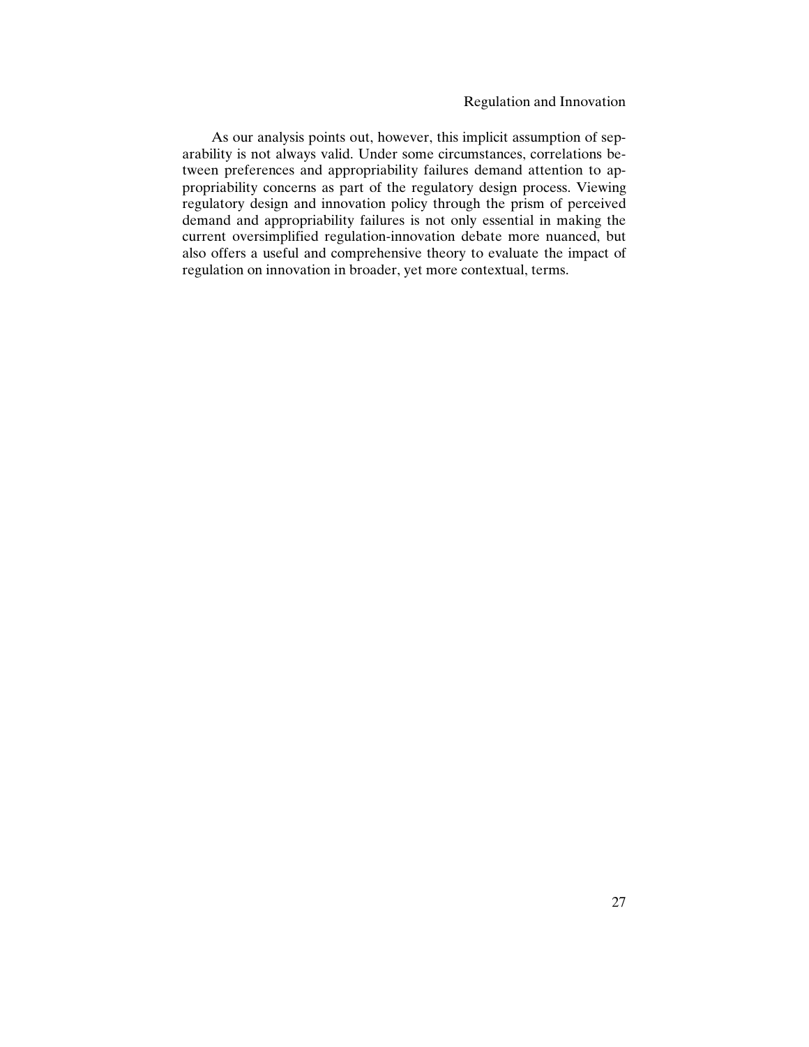As our analysis points out, however, this implicit assumption of separability is not always valid. Under some circumstances, correlations between preferences and appropriability failures demand attention to appropriability concerns as part of the regulatory design process. Viewing regulatory design and innovation policy through the prism of perceived demand and appropriability failures is not only essential in making the current oversimplified regulation-innovation debate more nuanced, but also offers a useful and comprehensive theory to evaluate the impact of regulation on innovation in broader, yet more contextual, terms.